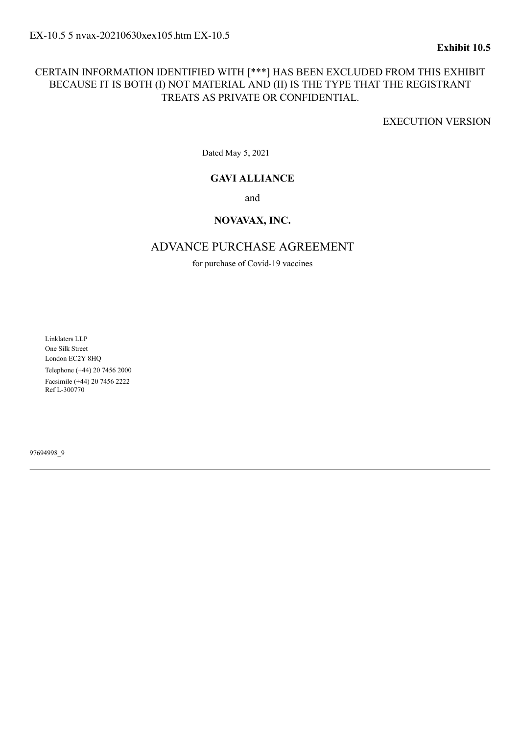EX-10.5 5 nvax-20210630xex105.htm EX-10.5

**Exhibit 10.5**

CERTAIN INFORMATION IDENTIFIED WITH [***] HAS BEEN EXCLUDED FROM THIS EXHIBIT BECAUSE IT IS BOTH (I) NOT MATERIAL AND (II) IS THE TYPE THAT THE REGISTRANT TREATS AS PRIVATE OR CONFIDENTIAL.

EXECUTION VERSION

Dated May 5, 2021

**GAVI ALLIANCE**

and

**NOVAVAX, INC.**

# ADVANCE PURCHASE AGREEMENT

for purchase of Covid-19 vaccines

Linklaters LLP
One Silk Street
London EC2Y 8HQ
Telephone (+44) 20 7456 2000
Facsimile (+44) 20 7456 2222
Ref L-300770

97694998_9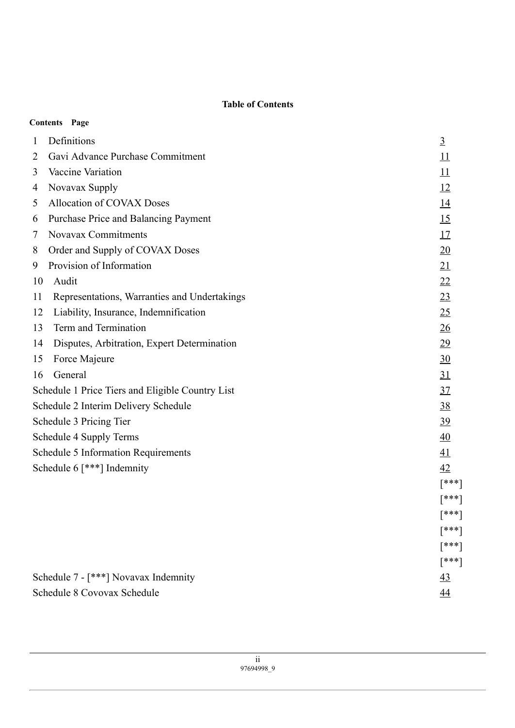**Table of Contents**

| Contents | Page |
|---|---|
| 1 Definitions | 3 |
| 2 Gavi Advance Purchase Commitment | 11 |
| 3 Vaccine Variation | 11 |
| 4 Novavax Supply | 12 |
| 5 Allocation of COVAX Doses | 14 |
| 6 Purchase Price and Balancing Payment | 15 |
| 7 Novavax Commitments | 17 |
| 8 Order and Supply of COVAX Doses | 20 |
| 9 Provision of Information | 21 |
| 10 Audit | 22 |
| 11 Representations, Warranties and Undertakings | 23 |
| 12 Liability, Insurance, Indemnification | 25 |
| 13 Term and Termination | 26 |
| 14 Disputes, Arbitration, Expert Determination | 29 |
| 15 Force Majeure | 30 |
| 16 General | 31 |
| Schedule 1 Price Tiers and Eligible Country List | 37 |
| Schedule 2 Interim Delivery Schedule | 38 |
| Schedule 3 Pricing Tier | 39 |
| Schedule 4 Supply Terms | 40 |
| Schedule 5 Information Requirements | 41 |
| Schedule 6 [***] Indemnity | 42 |
| | [***] |
| | [***] |
| | [***] |
| | [***] |
| | [***] |
| | [***] |
| Schedule 7 - [***] Novavax Indemnity | 43 |
| Schedule 8 Covovax Schedule | 44 |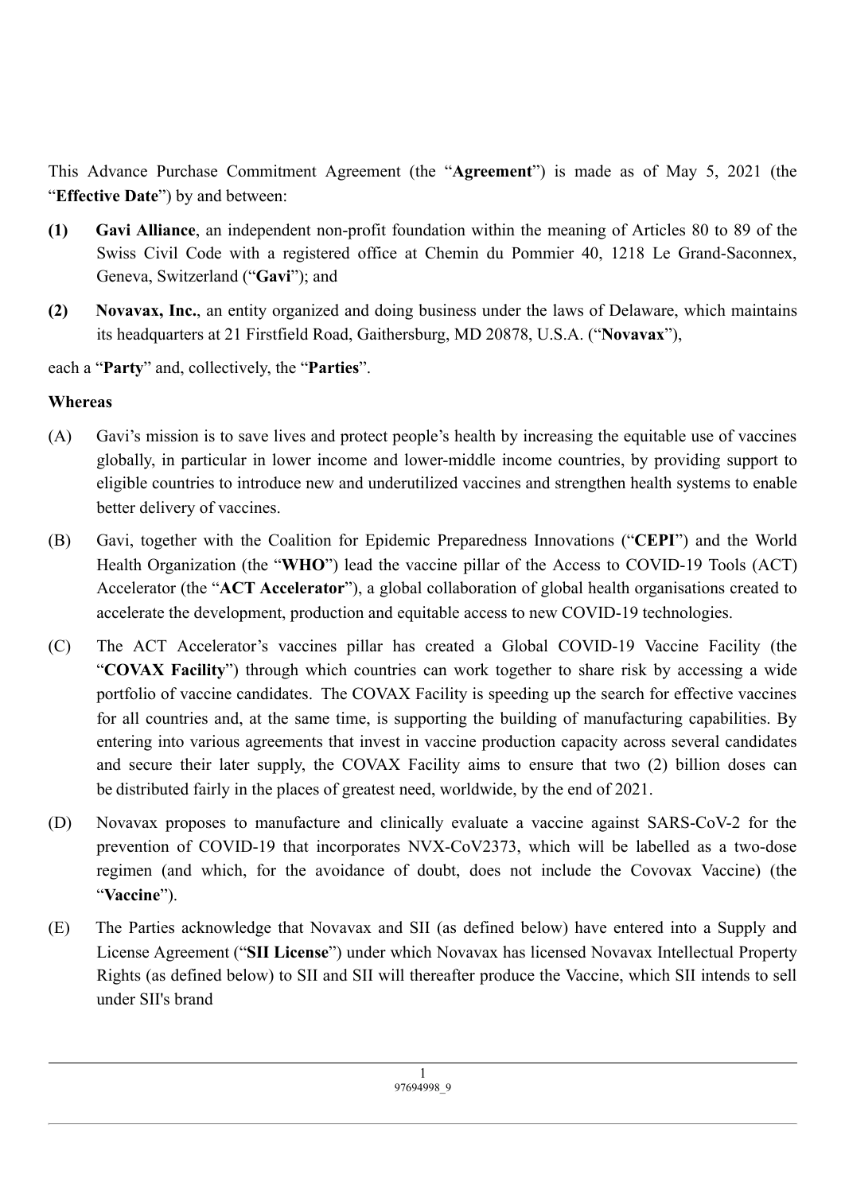This Advance Purchase Commitment Agreement (the "**Agreement**") is made as of May 5, 2021 (the "**Effective Date**") by and between:

**(1)** **Gavi Alliance**, an independent non-profit foundation within the meaning of Articles 80 to 89 of the Swiss Civil Code with a registered office at Chemin du Pommier 40, 1218 Le Grand-Saconnex, Geneva, Switzerland ("**Gavi**"); and

**(2)** **Novavax, Inc.**, an entity organized and doing business under the laws of Delaware, which maintains its headquarters at 21 Firstfield Road, Gaithersburg, MD 20878, U.S.A. ("**Novavax**"),

each a "**Party**" and, collectively, the "**Parties**".

**Whereas**

(A) Gavi's mission is to save lives and protect people's health by increasing the equitable use of vaccines globally, in particular in lower income and lower-middle income countries, by providing support to eligible countries to introduce new and underutilized vaccines and strengthen health systems to enable better delivery of vaccines.

(B) Gavi, together with the Coalition for Epidemic Preparedness Innovations ("**CEPI**") and the World Health Organization (the "**WHO**") lead the vaccine pillar of the Access to COVID-19 Tools (ACT) Accelerator (the "**ACT Accelerator**"), a global collaboration of global health organisations created to accelerate the development, production and equitable access to new COVID-19 technologies.

(C) The ACT Accelerator's vaccines pillar has created a Global COVID-19 Vaccine Facility (the "**COVAX Facility**") through which countries can work together to share risk by accessing a wide portfolio of vaccine candidates. The COVAX Facility is speeding up the search for effective vaccines for all countries and, at the same time, is supporting the building of manufacturing capabilities. By entering into various agreements that invest in vaccine production capacity across several candidates and secure their later supply, the COVAX Facility aims to ensure that two (2) billion doses can be distributed fairly in the places of greatest need, worldwide, by the end of 2021.

(D) Novavax proposes to manufacture and clinically evaluate a vaccine against SARS-CoV-2 for the prevention of COVID-19 that incorporates NVX-CoV2373, which will be labelled as a two-dose regimen (and which, for the avoidance of doubt, does not include the Covovax Vaccine) (the "**Vaccine**").

(E) The Parties acknowledge that Novavax and SII (as defined below) have entered into a Supply and License Agreement ("**SII License**") under which Novavax has licensed Novavax Intellectual Property Rights (as defined below) to SII and SII will thereafter produce the Vaccine, which SII intends to sell under SII's brand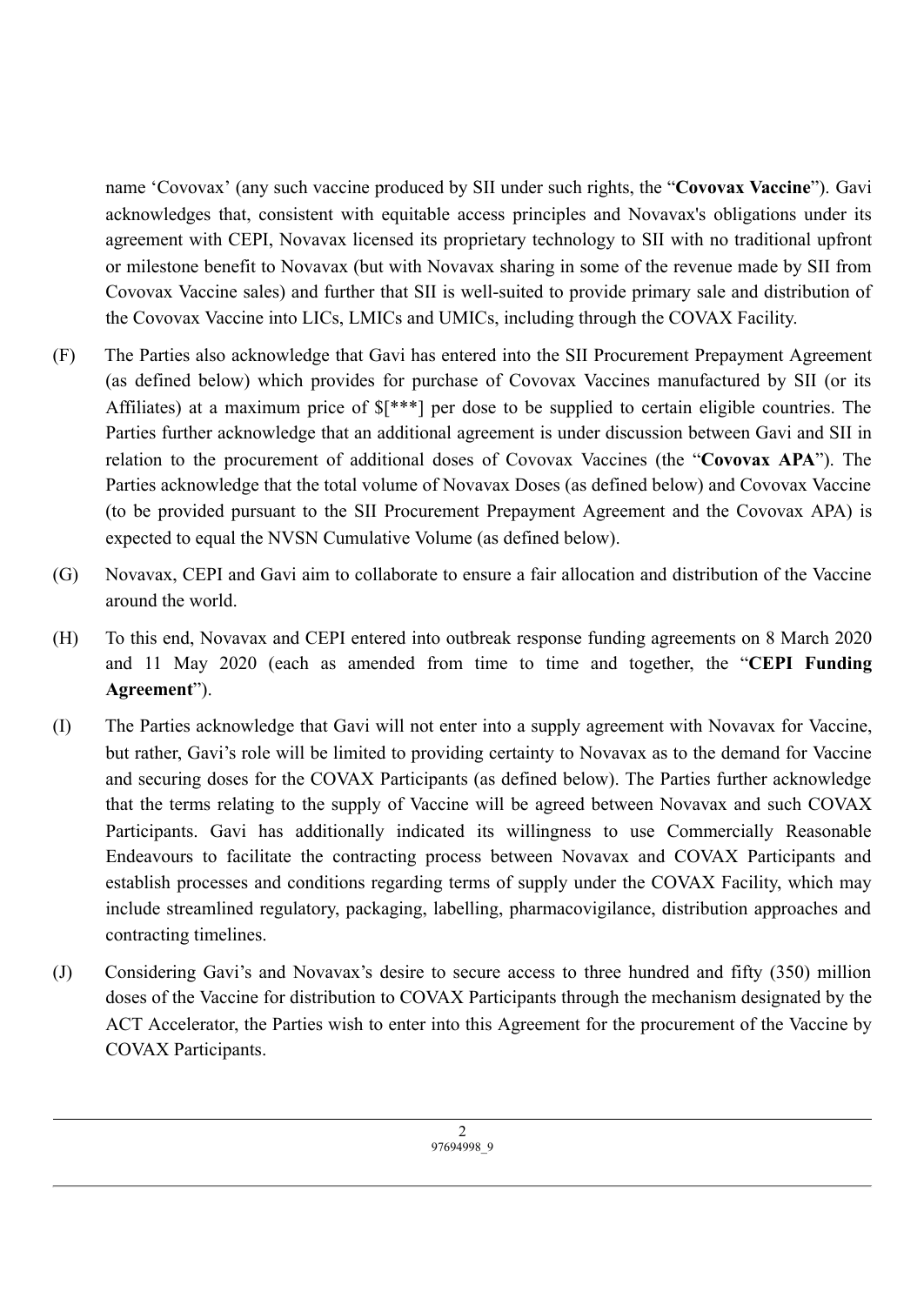name 'Covovax' (any such vaccine produced by SII under such rights, the "**Covovax Vaccine**"). Gavi acknowledges that, consistent with equitable access principles and Novavax's obligations under its agreement with CEPI, Novavax licensed its proprietary technology to SII with no traditional upfront or milestone benefit to Novavax (but with Novavax sharing in some of the revenue made by SII from Covovax Vaccine sales) and further that SII is well-suited to provide primary sale and distribution of the Covovax Vaccine into LICs, LMICs and UMICs, including through the COVAX Facility.

(F) The Parties also acknowledge that Gavi has entered into the SII Procurement Prepayment Agreement (as defined below) which provides for purchase of Covovax Vaccines manufactured by SII (or its Affiliates) at a maximum price of $[***] per dose to be supplied to certain eligible countries. The Parties further acknowledge that an additional agreement is under discussion between Gavi and SII in relation to the procurement of additional doses of Covovax Vaccines (the "**Covovax APA**"). The Parties acknowledge that the total volume of Novavax Doses (as defined below) and Covovax Vaccine (to be provided pursuant to the SII Procurement Prepayment Agreement and the Covovax APA) is expected to equal the NVSN Cumulative Volume (as defined below).

(G) Novavax, CEPI and Gavi aim to collaborate to ensure a fair allocation and distribution of the Vaccine around the world.

(H) To this end, Novavax and CEPI entered into outbreak response funding agreements on 8 March 2020 and 11 May 2020 (each as amended from time to time and together, the "**CEPI Funding Agreement**").

(I) The Parties acknowledge that Gavi will not enter into a supply agreement with Novavax for Vaccine, but rather, Gavi's role will be limited to providing certainty to Novavax as to the demand for Vaccine and securing doses for the COVAX Participants (as defined below). The Parties further acknowledge that the terms relating to the supply of Vaccine will be agreed between Novavax and such COVAX Participants. Gavi has additionally indicated its willingness to use Commercially Reasonable Endeavours to facilitate the contracting process between Novavax and COVAX Participants and establish processes and conditions regarding terms of supply under the COVAX Facility, which may include streamlined regulatory, packaging, labelling, pharmacovigilance, distribution approaches and contracting timelines.

(J) Considering Gavi's and Novavax's desire to secure access to three hundred and fifty (350) million doses of the Vaccine for distribution to COVAX Participants through the mechanism designated by the ACT Accelerator, the Parties wish to enter into this Agreement for the procurement of the Vaccine by COVAX Participants.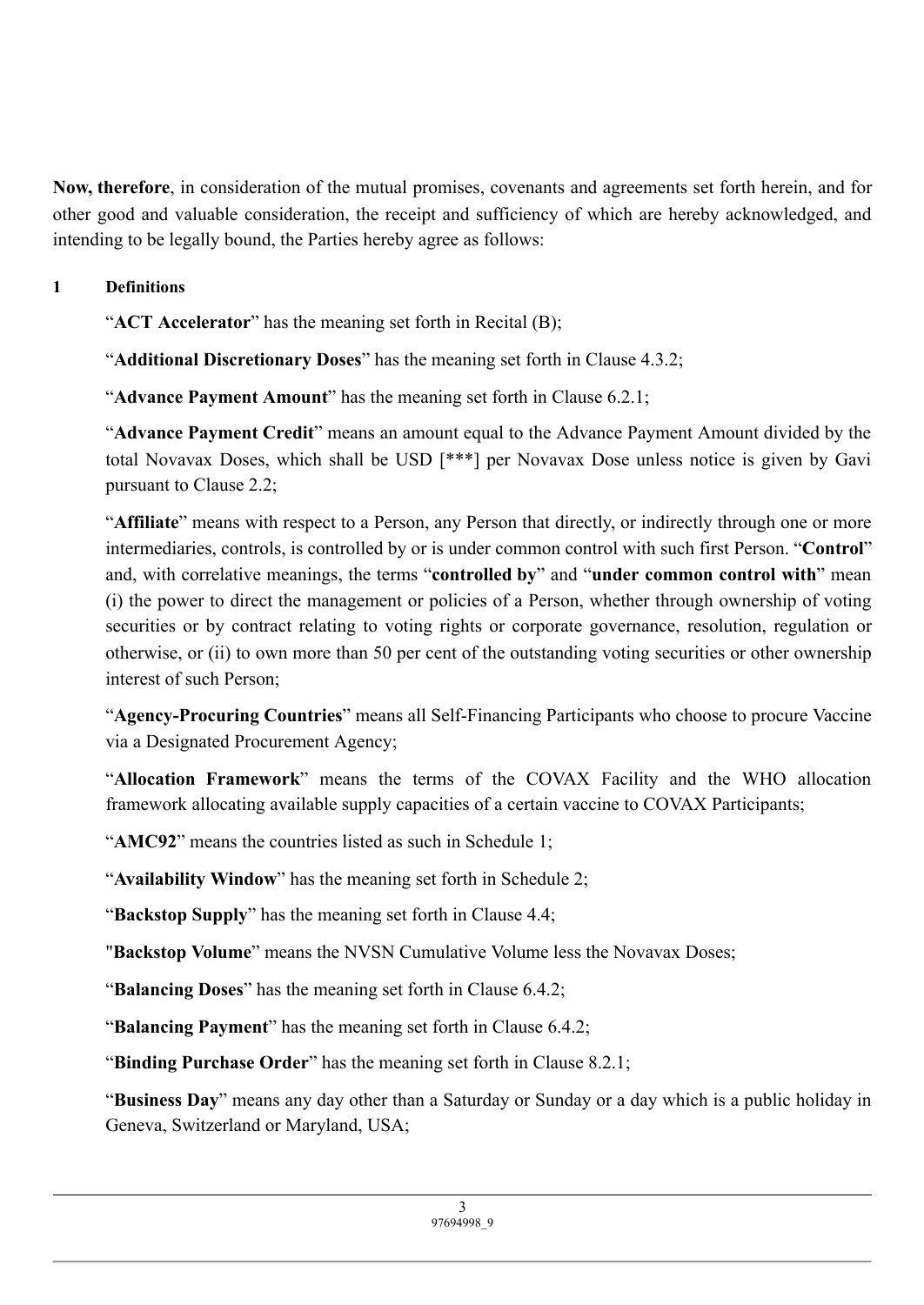**Now, therefore**, in consideration of the mutual promises, covenants and agreements set forth herein, and for other good and valuable consideration, the receipt and sufficiency of which are hereby acknowledged, and intending to be legally bound, the Parties hereby agree as follows:

## 1 Definitions

"**ACT Accelerator**" has the meaning set forth in Recital (B);

"**Additional Discretionary Doses**" has the meaning set forth in Clause 4.3.2;

"**Advance Payment Amount**" has the meaning set forth in Clause 6.2.1;

"**Advance Payment Credit**" means an amount equal to the Advance Payment Amount divided by the total Novavax Doses, which shall be USD [***] per Novavax Dose unless notice is given by Gavi pursuant to Clause 2.2;

"**Affiliate**" means with respect to a Person, any Person that directly, or indirectly through one or more intermediaries, controls, is controlled by or is under common control with such first Person. "**Control**" and, with correlative meanings, the terms "**controlled by**" and "**under common control with**" mean (i) the power to direct the management or policies of a Person, whether through ownership of voting securities or by contract relating to voting rights or corporate governance, resolution, regulation or otherwise, or (ii) to own more than 50 per cent of the outstanding voting securities or other ownership interest of such Person;

"**Agency-Procuring Countries**" means all Self-Financing Participants who choose to procure Vaccine via a Designated Procurement Agency;

"**Allocation Framework**" means the terms of the COVAX Facility and the WHO allocation framework allocating available supply capacities of a certain vaccine to COVAX Participants;

"**AMC92**" means the countries listed as such in Schedule 1;

"**Availability Window**" has the meaning set forth in Schedule 2;

"**Backstop Supply**" has the meaning set forth in Clause 4.4;

"**Backstop Volume**" means the NVSN Cumulative Volume less the Novavax Doses;

"**Balancing Doses**" has the meaning set forth in Clause 6.4.2;

"**Balancing Payment**" has the meaning set forth in Clause 6.4.2;

"**Binding Purchase Order**" has the meaning set forth in Clause 8.2.1;

"**Business Day**" means any day other than a Saturday or Sunday or a day which is a public holiday in Geneva, Switzerland or Maryland, USA;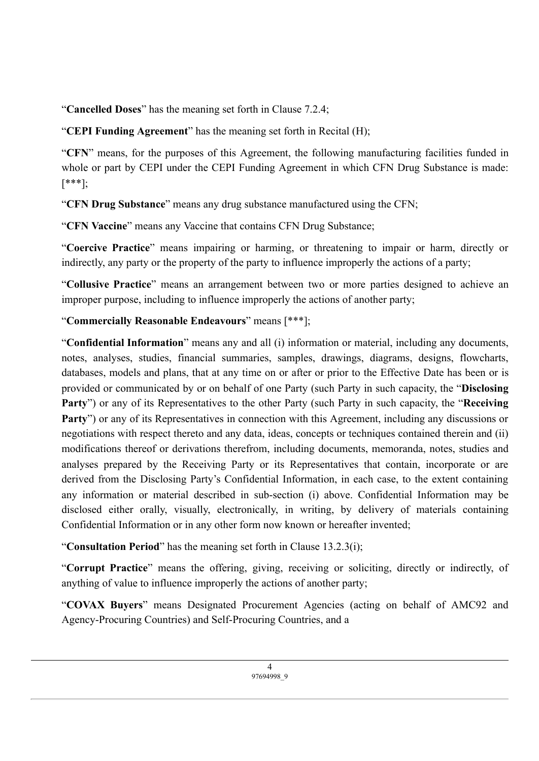"**Cancelled Doses**" has the meaning set forth in Clause 7.2.4;

"**CEPI Funding Agreement**" has the meaning set forth in Recital (H);

"**CFN**" means, for the purposes of this Agreement, the following manufacturing facilities funded in whole or part by CEPI under the CEPI Funding Agreement in which CFN Drug Substance is made: [***];

"**CFN Drug Substance**" means any drug substance manufactured using the CFN;

"**CFN Vaccine**" means any Vaccine that contains CFN Drug Substance;

"**Coercive Practice**" means impairing or harming, or threatening to impair or harm, directly or indirectly, any party or the property of the party to influence improperly the actions of a party;

"**Collusive Practice**" means an arrangement between two or more parties designed to achieve an improper purpose, including to influence improperly the actions of another party;

"**Commercially Reasonable Endeavours**" means [***];

"**Confidential Information**" means any and all (i) information or material, including any documents, notes, analyses, studies, financial summaries, samples, drawings, diagrams, designs, flowcharts, databases, models and plans, that at any time on or after or prior to the Effective Date has been or is provided or communicated by or on behalf of one Party (such Party in such capacity, the "**Disclosing Party**") or any of its Representatives to the other Party (such Party in such capacity, the "**Receiving Party**") or any of its Representatives in connection with this Agreement, including any discussions or negotiations with respect thereto and any data, ideas, concepts or techniques contained therein and (ii) modifications thereof or derivations therefrom, including documents, memoranda, notes, studies and analyses prepared by the Receiving Party or its Representatives that contain, incorporate or are derived from the Disclosing Party's Confidential Information, in each case, to the extent containing any information or material described in sub-section (i) above. Confidential Information may be disclosed either orally, visually, electronically, in writing, by delivery of materials containing Confidential Information or in any other form now known or hereafter invented;

"**Consultation Period**" has the meaning set forth in Clause 13.2.3(i);

"**Corrupt Practice**" means the offering, giving, receiving or soliciting, directly or indirectly, of anything of value to influence improperly the actions of another party;

"**COVAX Buyers**" means Designated Procurement Agencies (acting on behalf of AMC92 and Agency-Procuring Countries) and Self-Procuring Countries, and a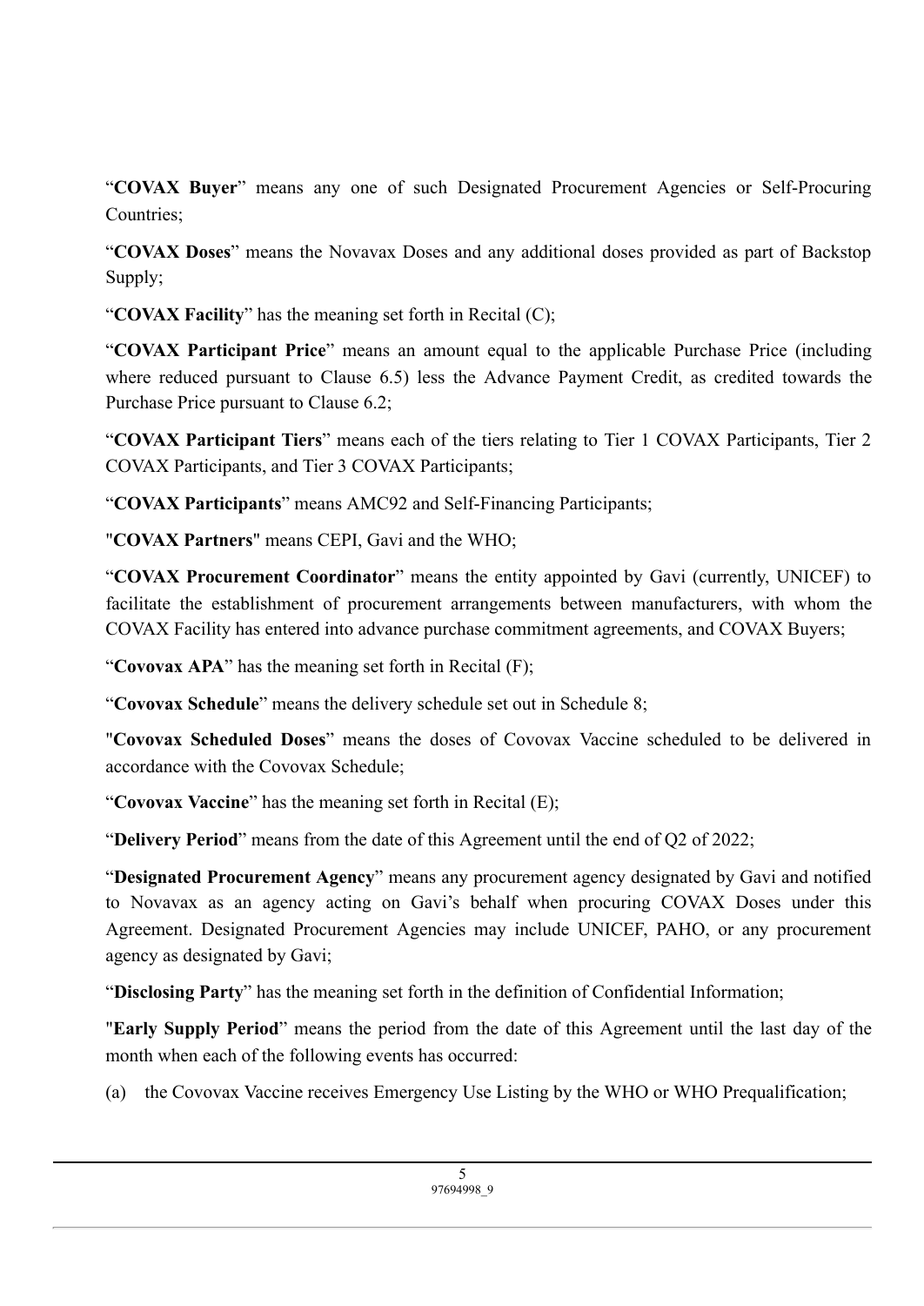"**COVAX Buyer**" means any one of such Designated Procurement Agencies or Self-Procuring Countries;

"**COVAX Doses**" means the Novavax Doses and any additional doses provided as part of Backstop Supply;

"**COVAX Facility**" has the meaning set forth in Recital (C);

"**COVAX Participant Price**" means an amount equal to the applicable Purchase Price (including where reduced pursuant to Clause 6.5) less the Advance Payment Credit, as credited towards the Purchase Price pursuant to Clause 6.2;

"**COVAX Participant Tiers**" means each of the tiers relating to Tier 1 COVAX Participants, Tier 2 COVAX Participants, and Tier 3 COVAX Participants;

"**COVAX Participants**" means AMC92 and Self-Financing Participants;

"**COVAX Partners**" means CEPI, Gavi and the WHO;

"**COVAX Procurement Coordinator**" means the entity appointed by Gavi (currently, UNICEF) to facilitate the establishment of procurement arrangements between manufacturers, with whom the COVAX Facility has entered into advance purchase commitment agreements, and COVAX Buyers;

"**Covovax APA**" has the meaning set forth in Recital (F);

"**Covovax Schedule**" means the delivery schedule set out in Schedule 8;

"**Covovax Scheduled Doses**" means the doses of Covovax Vaccine scheduled to be delivered in accordance with the Covovax Schedule;

"**Covovax Vaccine**" has the meaning set forth in Recital (E);

"**Delivery Period**" means from the date of this Agreement until the end of Q2 of 2022;

"**Designated Procurement Agency**" means any procurement agency designated by Gavi and notified to Novavax as an agency acting on Gavi's behalf when procuring COVAX Doses under this Agreement. Designated Procurement Agencies may include UNICEF, PAHO, or any procurement agency as designated by Gavi;

"**Disclosing Party**" has the meaning set forth in the definition of Confidential Information;

"**Early Supply Period**" means the period from the date of this Agreement until the last day of the month when each of the following events has occurred:

(a) the Covovax Vaccine receives Emergency Use Listing by the WHO or WHO Prequalification;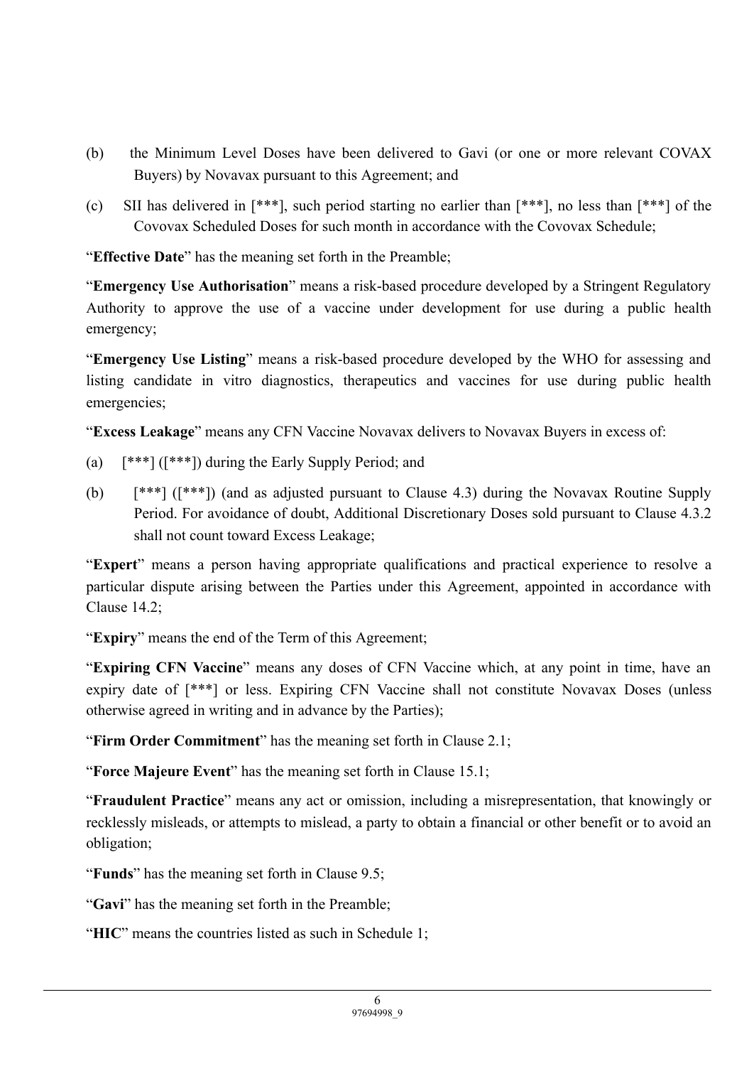(b) the Minimum Level Doses have been delivered to Gavi (or one or more relevant COVAX Buyers) by Novavax pursuant to this Agreement; and

(c) SII has delivered in [***], such period starting no earlier than [***], no less than [***] of the Covovax Scheduled Doses for such month in accordance with the Covovax Schedule;

"**Effective Date**" has the meaning set forth in the Preamble;

"**Emergency Use Authorisation**" means a risk-based procedure developed by a Stringent Regulatory Authority to approve the use of a vaccine under development for use during a public health emergency;

"**Emergency Use Listing**" means a risk-based procedure developed by the WHO for assessing and listing candidate in vitro diagnostics, therapeutics and vaccines for use during public health emergencies;

"**Excess Leakage**" means any CFN Vaccine Novavax delivers to Novavax Buyers in excess of:

(a) [***] ([***]) during the Early Supply Period; and

(b) [***] ([***]) (and as adjusted pursuant to Clause 4.3) during the Novavax Routine Supply Period. For avoidance of doubt, Additional Discretionary Doses sold pursuant to Clause 4.3.2 shall not count toward Excess Leakage;

"**Expert**" means a person having appropriate qualifications and practical experience to resolve a particular dispute arising between the Parties under this Agreement, appointed in accordance with Clause 14.2;

"**Expiry**" means the end of the Term of this Agreement;

"**Expiring CFN Vaccine**" means any doses of CFN Vaccine which, at any point in time, have an expiry date of [***] or less. Expiring CFN Vaccine shall not constitute Novavax Doses (unless otherwise agreed in writing and in advance by the Parties);

"**Firm Order Commitment**" has the meaning set forth in Clause 2.1;

"**Force Majeure Event**" has the meaning set forth in Clause 15.1;

"**Fraudulent Practice**" means any act or omission, including a misrepresentation, that knowingly or recklessly misleads, or attempts to mislead, a party to obtain a financial or other benefit or to avoid an obligation;

"**Funds**" has the meaning set forth in Clause 9.5;

"**Gavi**" has the meaning set forth in the Preamble;

"**HIC**" means the countries listed as such in Schedule 1;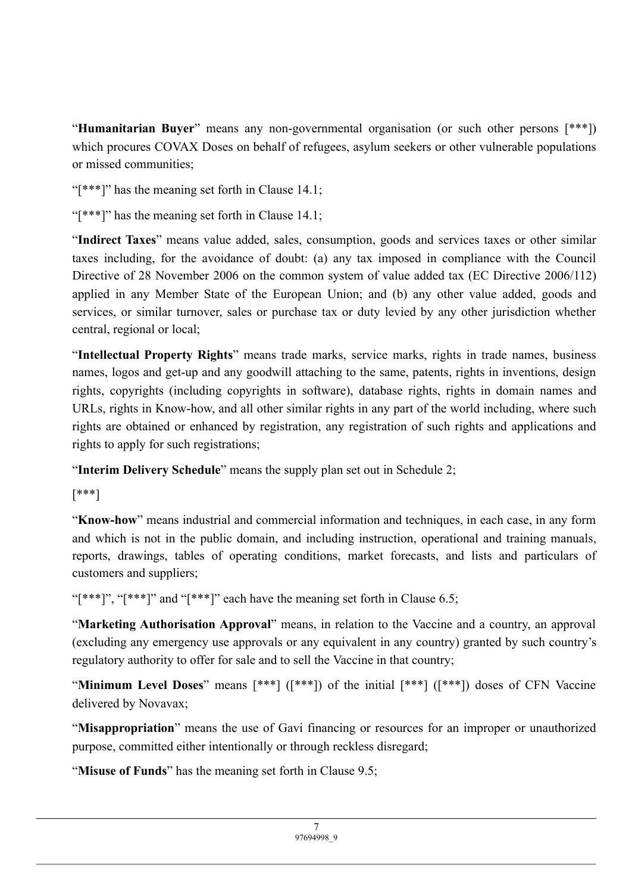"**Humanitarian Buyer**" means any non-governmental organisation (or such other persons [***]) which procures COVAX Doses on behalf of refugees, asylum seekers or other vulnerable populations or missed communities;

"[***]" has the meaning set forth in Clause 14.1;

"[***]" has the meaning set forth in Clause 14.1;

"**Indirect Taxes**" means value added, sales, consumption, goods and services taxes or other similar taxes including, for the avoidance of doubt: (a) any tax imposed in compliance with the Council Directive of 28 November 2006 on the common system of value added tax (EC Directive 2006/112) applied in any Member State of the European Union; and (b) any other value added, goods and services, or similar turnover, sales or purchase tax or duty levied by any other jurisdiction whether central, regional or local;

"**Intellectual Property Rights**" means trade marks, service marks, rights in trade names, business names, logos and get-up and any goodwill attaching to the same, patents, rights in inventions, design rights, copyrights (including copyrights in software), database rights, rights in domain names and URLs, rights in Know-how, and all other similar rights in any part of the world including, where such rights are obtained or enhanced by registration, any registration of such rights and applications and rights to apply for such registrations;

"**Interim Delivery Schedule**" means the supply plan set out in Schedule 2;

[***]

"**Know-how**" means industrial and commercial information and techniques, in each case, in any form and which is not in the public domain, and including instruction, operational and training manuals, reports, drawings, tables of operating conditions, market forecasts, and lists and particulars of customers and suppliers;

"[***]", "[***]" and "[***]" each have the meaning set forth in Clause 6.5;

"**Marketing Authorisation Approval**" means, in relation to the Vaccine and a country, an approval (excluding any emergency use approvals or any equivalent in any country) granted by such country's regulatory authority to offer for sale and to sell the Vaccine in that country;

"**Minimum Level Doses**" means [***] ([***]) of the initial [***] ([***]) doses of CFN Vaccine delivered by Novavax;

"**Misappropriation**" means the use of Gavi financing or resources for an improper or unauthorized purpose, committed either intentionally or through reckless disregard;

"**Misuse of Funds**" has the meaning set forth in Clause 9.5;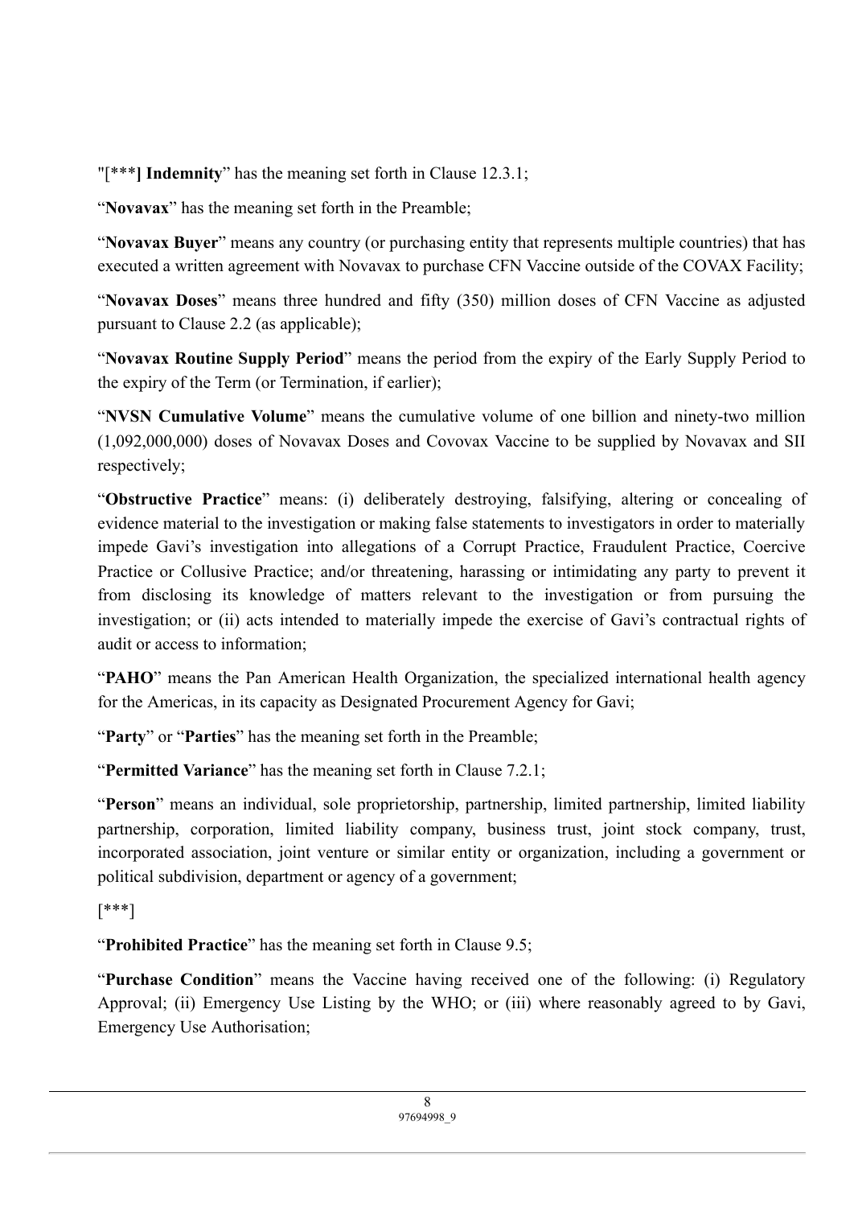"[***] **Indemnity**" has the meaning set forth in Clause 12.3.1;

"**Novavax**" has the meaning set forth in the Preamble;

"**Novavax Buyer**" means any country (or purchasing entity that represents multiple countries) that has executed a written agreement with Novavax to purchase CFN Vaccine outside of the COVAX Facility;

"**Novavax Doses**" means three hundred and fifty (350) million doses of CFN Vaccine as adjusted pursuant to Clause 2.2 (as applicable);

"**Novavax Routine Supply Period**" means the period from the expiry of the Early Supply Period to the expiry of the Term (or Termination, if earlier);

"**NVSN Cumulative Volume**" means the cumulative volume of one billion and ninety-two million (1,092,000,000) doses of Novavax Doses and Covovax Vaccine to be supplied by Novavax and SII respectively;

"**Obstructive Practice**" means: (i) deliberately destroying, falsifying, altering or concealing of evidence material to the investigation or making false statements to investigators in order to materially impede Gavi's investigation into allegations of a Corrupt Practice, Fraudulent Practice, Coercive Practice or Collusive Practice; and/or threatening, harassing or intimidating any party to prevent it from disclosing its knowledge of matters relevant to the investigation or from pursuing the investigation; or (ii) acts intended to materially impede the exercise of Gavi's contractual rights of audit or access to information;

"**PAHO**" means the Pan American Health Organization, the specialized international health agency for the Americas, in its capacity as Designated Procurement Agency for Gavi;

"**Party**" or "**Parties**" has the meaning set forth in the Preamble;

"**Permitted Variance**" has the meaning set forth in Clause 7.2.1;

"**Person**" means an individual, sole proprietorship, partnership, limited partnership, limited liability partnership, corporation, limited liability company, business trust, joint stock company, trust, incorporated association, joint venture or similar entity or organization, including a government or political subdivision, department or agency of a government;

[***]

"**Prohibited Practice**" has the meaning set forth in Clause 9.5;

"**Purchase Condition**" means the Vaccine having received one of the following: (i) Regulatory Approval; (ii) Emergency Use Listing by the WHO; or (iii) where reasonably agreed to by Gavi, Emergency Use Authorisation;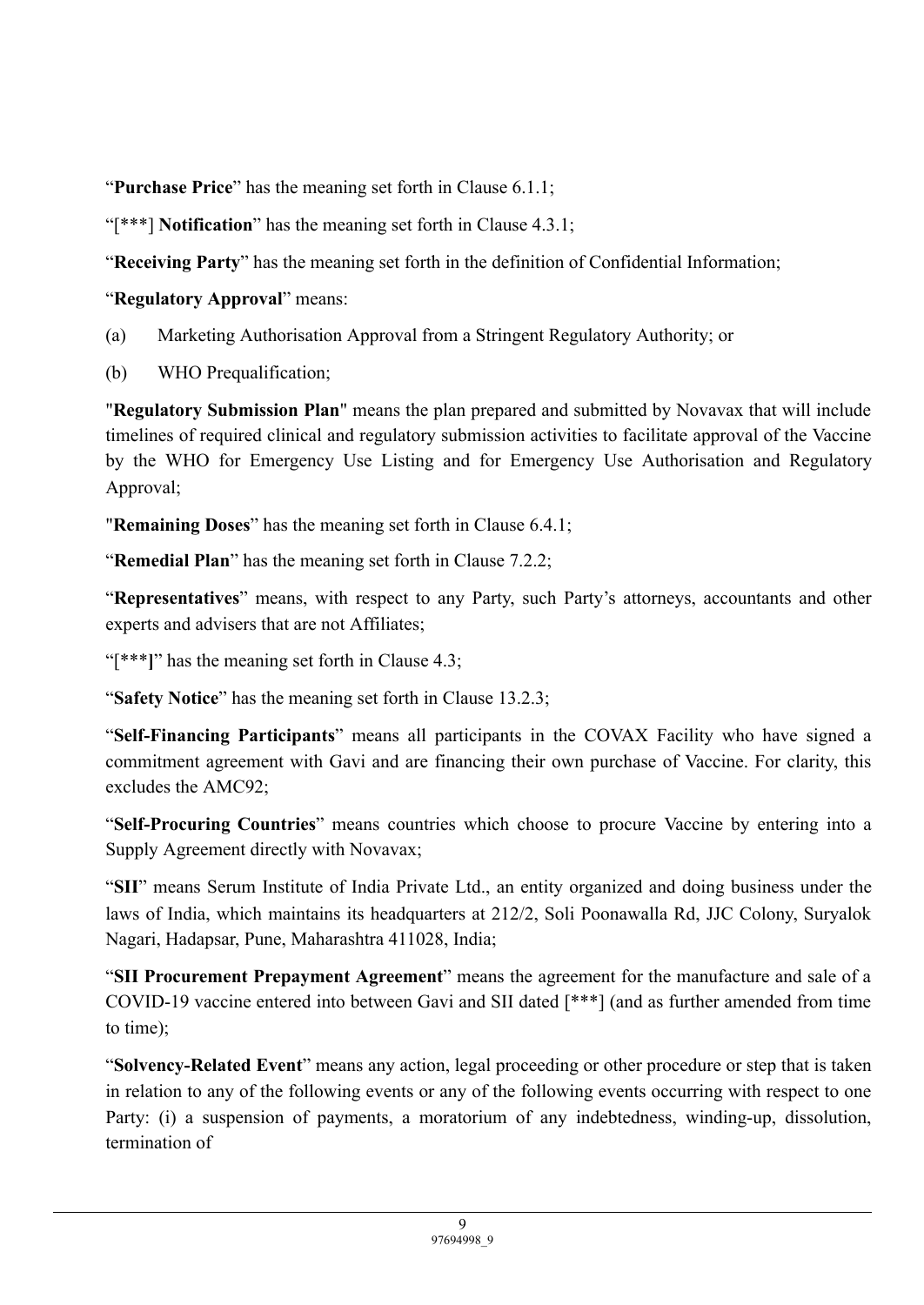"**Purchase Price**" has the meaning set forth in Clause 6.1.1;

"[***] **Notification**" has the meaning set forth in Clause 4.3.1;

"**Receiving Party**" has the meaning set forth in the definition of Confidential Information;

"**Regulatory Approval**" means:

(a) Marketing Authorisation Approval from a Stringent Regulatory Authority; or

(b) WHO Prequalification;

"**Regulatory Submission Plan**" means the plan prepared and submitted by Novavax that will include timelines of required clinical and regulatory submission activities to facilitate approval of the Vaccine by the WHO for Emergency Use Listing and for Emergency Use Authorisation and Regulatory Approval;

"**Remaining Doses**" has the meaning set forth in Clause 6.4.1;

"**Remedial Plan**" has the meaning set forth in Clause 7.2.2;

"**Representatives**" means, with respect to any Party, such Party's attorneys, accountants and other experts and advisers that are not Affiliates;

"[*****]**" has the meaning set forth in Clause 4.3;

"**Safety Notice**" has the meaning set forth in Clause 13.2.3;

"**Self-Financing Participants**" means all participants in the COVAX Facility who have signed a commitment agreement with Gavi and are financing their own purchase of Vaccine. For clarity, this excludes the AMC92;

"**Self-Procuring Countries**" means countries which choose to procure Vaccine by entering into a Supply Agreement directly with Novavax;

"**SII**" means Serum Institute of India Private Ltd., an entity organized and doing business under the laws of India, which maintains its headquarters at 212/2, Soli Poonawalla Rd, JJC Colony, Suryalok Nagari, Hadapsar, Pune, Maharashtra 411028, India;

"**SII Procurement Prepayment Agreement**" means the agreement for the manufacture and sale of a COVID-19 vaccine entered into between Gavi and SII dated [***] (and as further amended from time to time);

"**Solvency-Related Event**" means any action, legal proceeding or other procedure or step that is taken in relation to any of the following events or any of the following events occurring with respect to one Party: (i) a suspension of payments, a moratorium of any indebtedness, winding-up, dissolution, termination of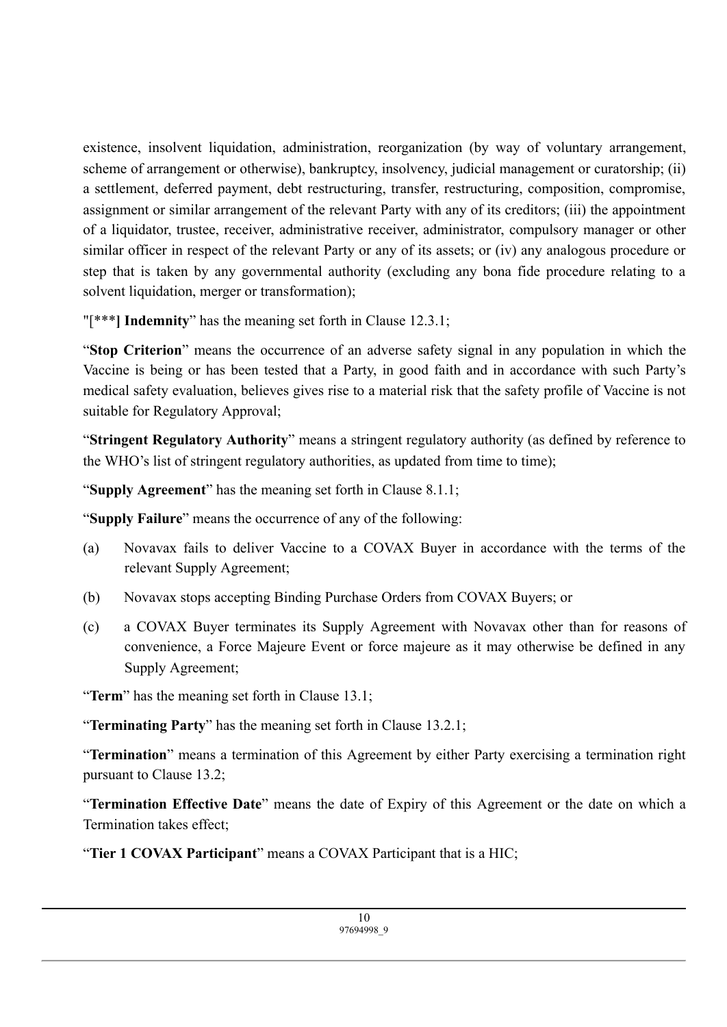existence, insolvent liquidation, administration, reorganization (by way of voluntary arrangement, scheme of arrangement or otherwise), bankruptcy, insolvency, judicial management or curatorship; (ii) a settlement, deferred payment, debt restructuring, transfer, restructuring, composition, compromise, assignment or similar arrangement of the relevant Party with any of its creditors; (iii) the appointment of a liquidator, trustee, receiver, administrative receiver, administrator, compulsory manager or other similar officer in respect of the relevant Party or any of its assets; or (iv) any analogous procedure or step that is taken by any governmental authority (excluding any bona fide procedure relating to a solvent liquidation, merger or transformation);

"[***] **Indemnity**" has the meaning set forth in Clause 12.3.1;

"**Stop Criterion**" means the occurrence of an adverse safety signal in any population in which the Vaccine is being or has been tested that a Party, in good faith and in accordance with such Party's medical safety evaluation, believes gives rise to a material risk that the safety profile of Vaccine is not suitable for Regulatory Approval;

"**Stringent Regulatory Authority**" means a stringent regulatory authority (as defined by reference to the WHO's list of stringent regulatory authorities, as updated from time to time);

"**Supply Agreement**" has the meaning set forth in Clause 8.1.1;

"**Supply Failure**" means the occurrence of any of the following:

(a) Novavax fails to deliver Vaccine to a COVAX Buyer in accordance with the terms of the relevant Supply Agreement;

(b) Novavax stops accepting Binding Purchase Orders from COVAX Buyers; or

(c) a COVAX Buyer terminates its Supply Agreement with Novavax other than for reasons of convenience, a Force Majeure Event or force majeure as it may otherwise be defined in any Supply Agreement;

"**Term**" has the meaning set forth in Clause 13.1;

"**Terminating Party**" has the meaning set forth in Clause 13.2.1;

"**Termination**" means a termination of this Agreement by either Party exercising a termination right pursuant to Clause 13.2;

"**Termination Effective Date**" means the date of Expiry of this Agreement or the date on which a Termination takes effect;

"**Tier 1 COVAX Participant**" means a COVAX Participant that is a HIC;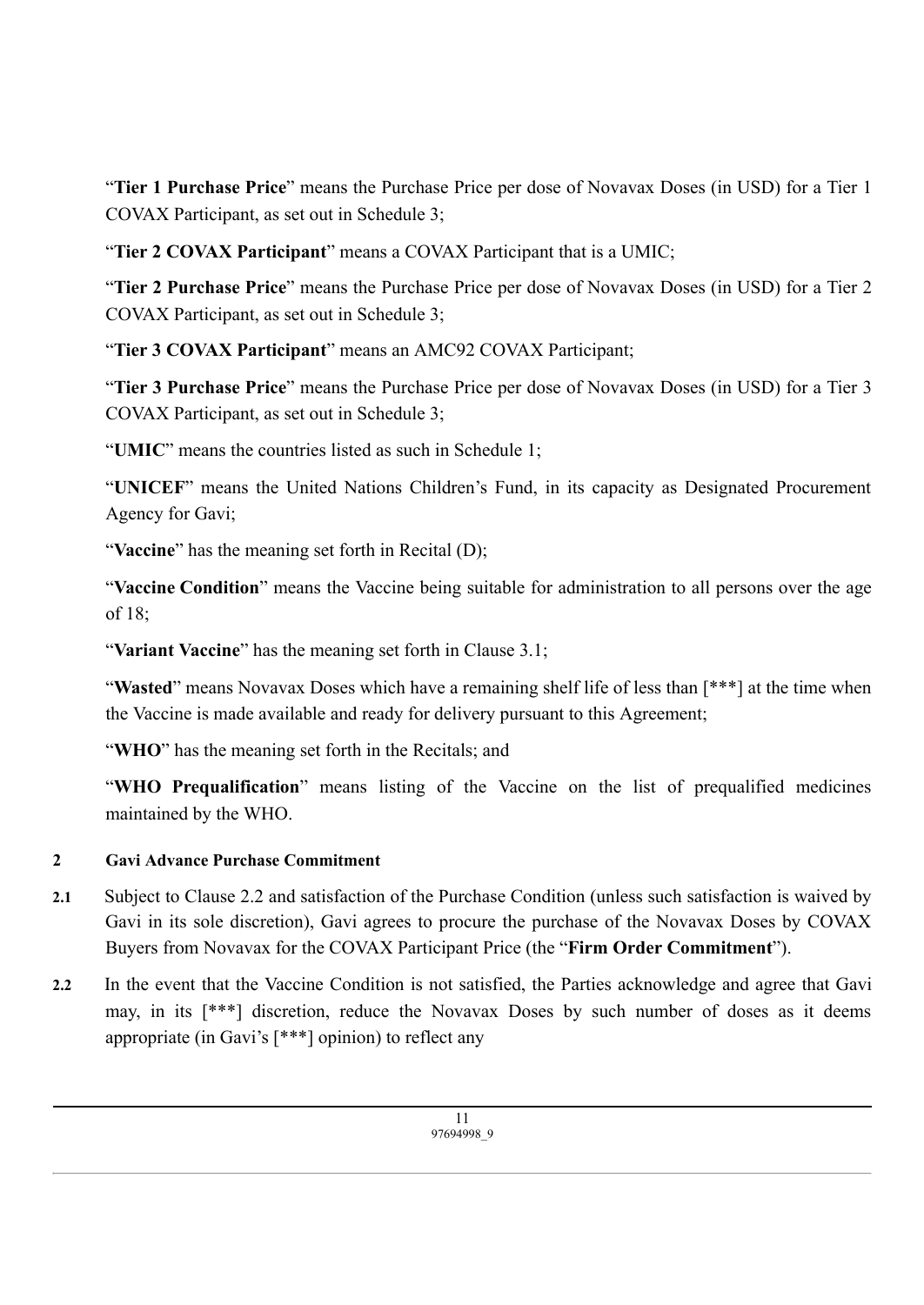"**Tier 1 Purchase Price**" means the Purchase Price per dose of Novavax Doses (in USD) for a Tier 1 COVAX Participant, as set out in Schedule 3;

"**Tier 2 COVAX Participant**" means a COVAX Participant that is a UMIC;

"**Tier 2 Purchase Price**" means the Purchase Price per dose of Novavax Doses (in USD) for a Tier 2 COVAX Participant, as set out in Schedule 3;

"**Tier 3 COVAX Participant**" means an AMC92 COVAX Participant;

"**Tier 3 Purchase Price**" means the Purchase Price per dose of Novavax Doses (in USD) for a Tier 3 COVAX Participant, as set out in Schedule 3;

"**UMIC**" means the countries listed as such in Schedule 1;

"**UNICEF**" means the United Nations Children's Fund, in its capacity as Designated Procurement Agency for Gavi;

"**Vaccine**" has the meaning set forth in Recital (D);

"**Vaccine Condition**" means the Vaccine being suitable for administration to all persons over the age of 18;

"**Variant Vaccine**" has the meaning set forth in Clause 3.1;

"**Wasted**" means Novavax Doses which have a remaining shelf life of less than [***] at the time when the Vaccine is made available and ready for delivery pursuant to this Agreement;

"**WHO**" has the meaning set forth in the Recitals; and

"**WHO Prequalification**" means listing of the Vaccine on the list of prequalified medicines maintained by the WHO.

**2 Gavi Advance Purchase Commitment**

**2.1** Subject to Clause 2.2 and satisfaction of the Purchase Condition (unless such satisfaction is waived by Gavi in its sole discretion), Gavi agrees to procure the purchase of the Novavax Doses by COVAX Buyers from Novavax for the COVAX Participant Price (the "**Firm Order Commitment**").

**2.2** In the event that the Vaccine Condition is not satisfied, the Parties acknowledge and agree that Gavi may, in its [***] discretion, reduce the Novavax Doses by such number of doses as it deems appropriate (in Gavi's [***] opinion) to reflect any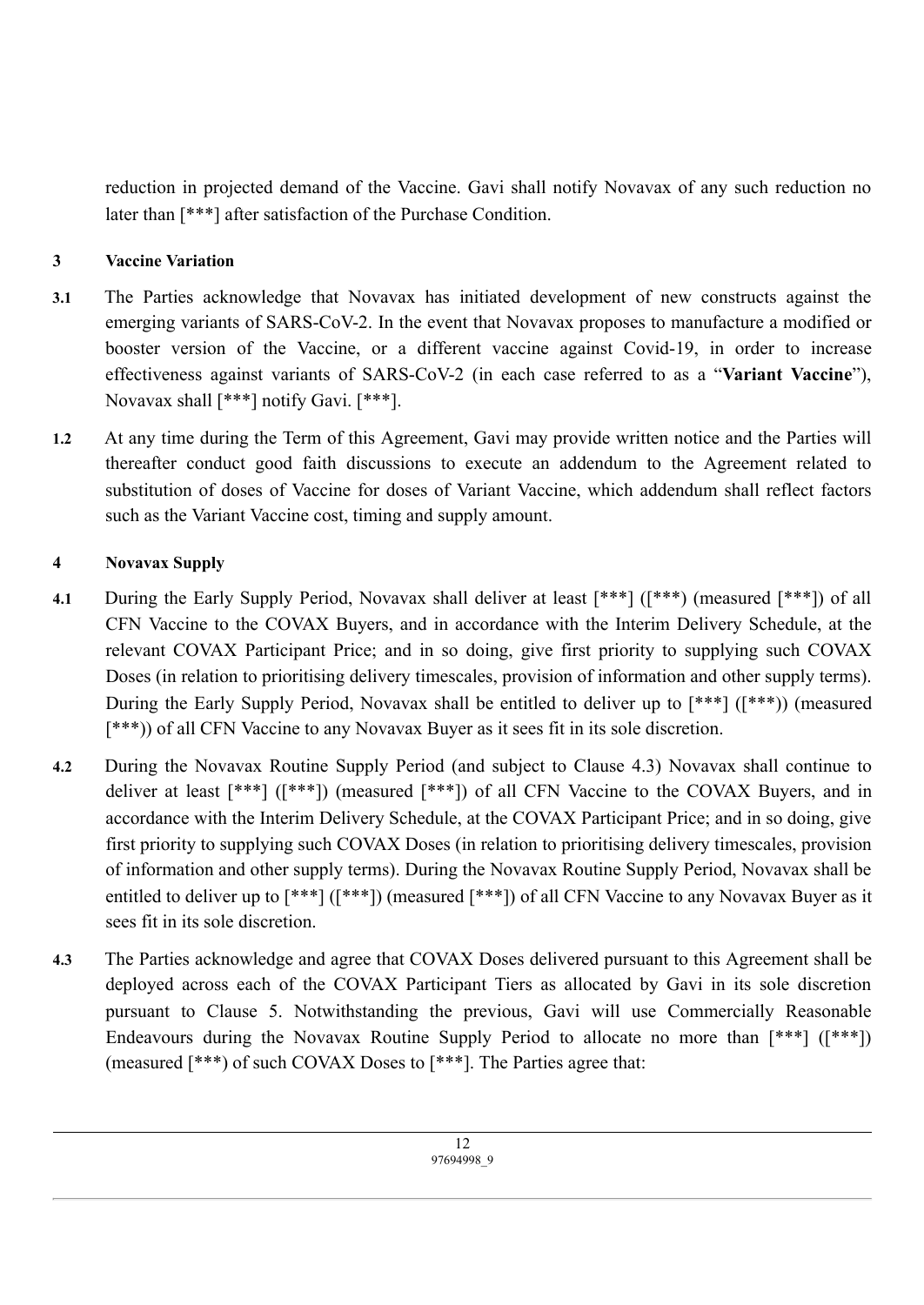reduction in projected demand of the Vaccine. Gavi shall notify Novavax of any such reduction no later than [***] after satisfaction of the Purchase Condition.

**3 Vaccine Variation**

**3.1** The Parties acknowledge that Novavax has initiated development of new constructs against the emerging variants of SARS-CoV-2. In the event that Novavax proposes to manufacture a modified or booster version of the Vaccine, or a different vaccine against Covid-19, in order to increase effectiveness against variants of SARS-CoV-2 (in each case referred to as a "**Variant Vaccine**"), Novavax shall [***] notify Gavi. [***].

**1.2** At any time during the Term of this Agreement, Gavi may provide written notice and the Parties will thereafter conduct good faith discussions to execute an addendum to the Agreement related to substitution of doses of Vaccine for doses of Variant Vaccine, which addendum shall reflect factors such as the Variant Vaccine cost, timing and supply amount.

**4 Novavax Supply**

**4.1** During the Early Supply Period, Novavax shall deliver at least [***] ([***) (measured [***]) of all CFN Vaccine to the COVAX Buyers, and in accordance with the Interim Delivery Schedule, at the relevant COVAX Participant Price; and in so doing, give first priority to supplying such COVAX Doses (in relation to prioritising delivery timescales, provision of information and other supply terms). During the Early Supply Period, Novavax shall be entitled to deliver up to [***] ([***)) (measured [***)) of all CFN Vaccine to any Novavax Buyer as it sees fit in its sole discretion.

**4.2** During the Novavax Routine Supply Period (and subject to Clause 4.3) Novavax shall continue to deliver at least [***] ([***]) (measured [***]) of all CFN Vaccine to the COVAX Buyers, and in accordance with the Interim Delivery Schedule, at the COVAX Participant Price; and in so doing, give first priority to supplying such COVAX Doses (in relation to prioritising delivery timescales, provision of information and other supply terms). During the Novavax Routine Supply Period, Novavax shall be entitled to deliver up to [***] ([***]) (measured [***]) of all CFN Vaccine to any Novavax Buyer as it sees fit in its sole discretion.

**4.3** The Parties acknowledge and agree that COVAX Doses delivered pursuant to this Agreement shall be deployed across each of the COVAX Participant Tiers as allocated by Gavi in its sole discretion pursuant to Clause 5. Notwithstanding the previous, Gavi will use Commercially Reasonable Endeavours during the Novavax Routine Supply Period to allocate no more than [***] ([***]) (measured [***) of such COVAX Doses to [***]. The Parties agree that: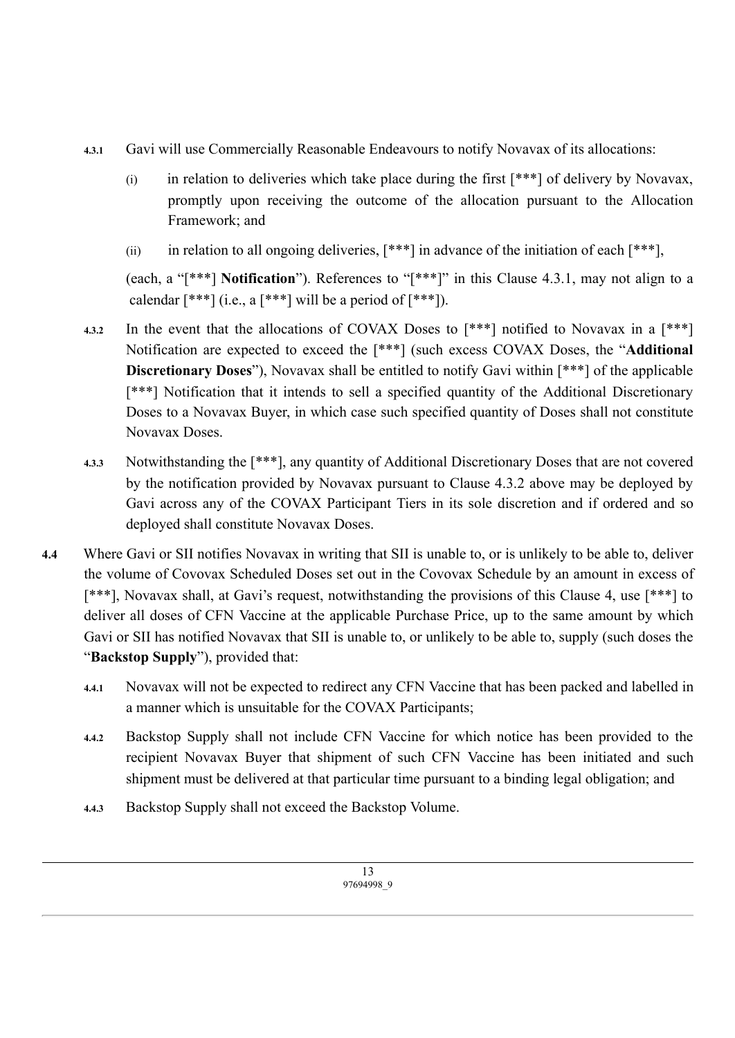**4.3.1** Gavi will use Commercially Reasonable Endeavours to notify Novavax of its allocations:

(i) in relation to deliveries which take place during the first [***] of delivery by Novavax, promptly upon receiving the outcome of the allocation pursuant to the Allocation Framework; and

(ii) in relation to all ongoing deliveries, [***] in advance of the initiation of each [***],

(each, a "[***] **Notification**"). References to "[***]" in this Clause 4.3.1, may not align to a calendar [***] (i.e., a [***] will be a period of [***]).

**4.3.2** In the event that the allocations of COVAX Doses to [***] notified to Novavax in a [***] Notification are expected to exceed the [***] (such excess COVAX Doses, the "**Additional Discretionary Doses**"), Novavax shall be entitled to notify Gavi within [***] of the applicable [***] Notification that it intends to sell a specified quantity of the Additional Discretionary Doses to a Novavax Buyer, in which case such specified quantity of Doses shall not constitute Novavax Doses.

**4.3.3** Notwithstanding the [***], any quantity of Additional Discretionary Doses that are not covered by the notification provided by Novavax pursuant to Clause 4.3.2 above may be deployed by Gavi across any of the COVAX Participant Tiers in its sole discretion and if ordered and so deployed shall constitute Novavax Doses.

**4.4** Where Gavi or SII notifies Novavax in writing that SII is unable to, or is unlikely to be able to, deliver the volume of Covovax Scheduled Doses set out in the Covovax Schedule by an amount in excess of [***], Novavax shall, at Gavi's request, notwithstanding the provisions of this Clause 4, use [***] to deliver all doses of CFN Vaccine at the applicable Purchase Price, up to the same amount by which Gavi or SII has notified Novavax that SII is unable to, or unlikely to be able to, supply (such doses the "**Backstop Supply**"), provided that:

**4.4.1** Novavax will not be expected to redirect any CFN Vaccine that has been packed and labelled in a manner which is unsuitable for the COVAX Participants;

**4.4.2** Backstop Supply shall not include CFN Vaccine for which notice has been provided to the recipient Novavax Buyer that shipment of such CFN Vaccine has been initiated and such shipment must be delivered at that particular time pursuant to a binding legal obligation; and

**4.4.3** Backstop Supply shall not exceed the Backstop Volume.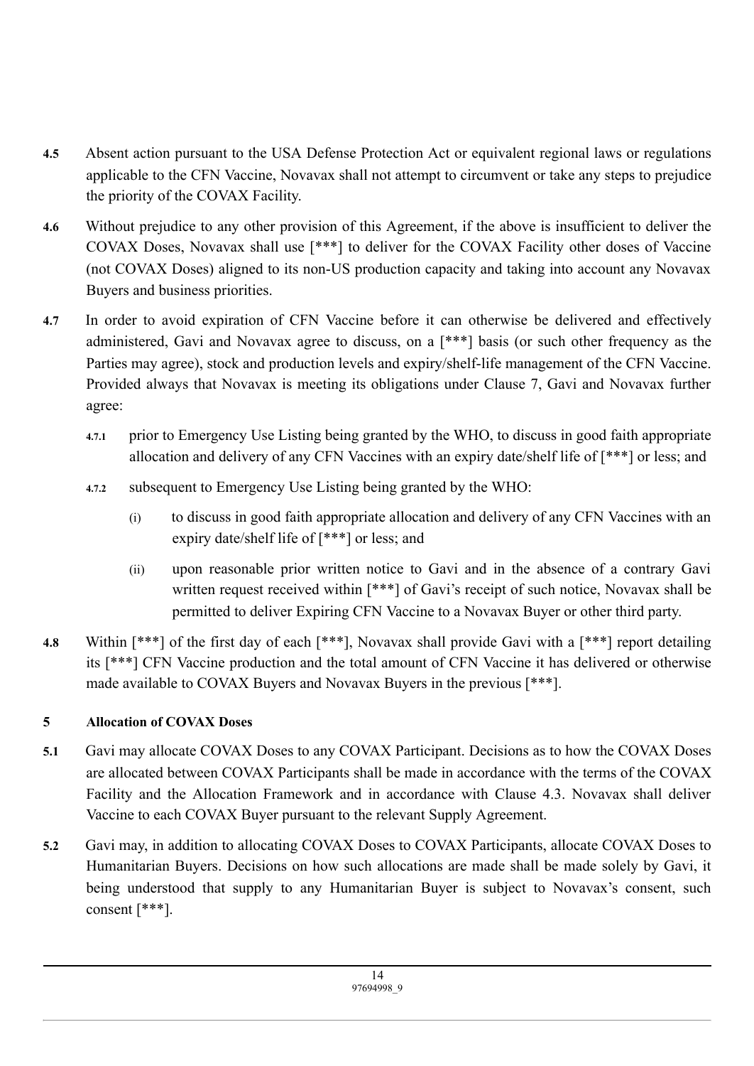**4.5** Absent action pursuant to the USA Defense Protection Act or equivalent regional laws or regulations applicable to the CFN Vaccine, Novavax shall not attempt to circumvent or take any steps to prejudice the priority of the COVAX Facility.

**4.6** Without prejudice to any other provision of this Agreement, if the above is insufficient to deliver the COVAX Doses, Novavax shall use [***] to deliver for the COVAX Facility other doses of Vaccine (not COVAX Doses) aligned to its non-US production capacity and taking into account any Novavax Buyers and business priorities.

**4.7** In order to avoid expiration of CFN Vaccine before it can otherwise be delivered and effectively administered, Gavi and Novavax agree to discuss, on a [***] basis (or such other frequency as the Parties may agree), stock and production levels and expiry/shelf-life management of the CFN Vaccine. Provided always that Novavax is meeting its obligations under Clause 7, Gavi and Novavax further agree:

- **4.7.1** prior to Emergency Use Listing being granted by the WHO, to discuss in good faith appropriate allocation and delivery of any CFN Vaccines with an expiry date/shelf life of [***] or less; and
- **4.7.2** subsequent to Emergency Use Listing being granted by the WHO:
  - (i) to discuss in good faith appropriate allocation and delivery of any CFN Vaccines with an expiry date/shelf life of [***] or less; and
  - (ii) upon reasonable prior written notice to Gavi and in the absence of a contrary Gavi written request received within [***] of Gavi's receipt of such notice, Novavax shall be permitted to deliver Expiring CFN Vaccine to a Novavax Buyer or other third party.

**4.8** Within [***] of the first day of each [***], Novavax shall provide Gavi with a [***] report detailing its [***] CFN Vaccine production and the total amount of CFN Vaccine it has delivered or otherwise made available to COVAX Buyers and Novavax Buyers in the previous [***].

## 5 Allocation of COVAX Doses

**5.1** Gavi may allocate COVAX Doses to any COVAX Participant. Decisions as to how the COVAX Doses are allocated between COVAX Participants shall be made in accordance with the terms of the COVAX Facility and the Allocation Framework and in accordance with Clause 4.3. Novavax shall deliver Vaccine to each COVAX Buyer pursuant to the relevant Supply Agreement.

**5.2** Gavi may, in addition to allocating COVAX Doses to COVAX Participants, allocate COVAX Doses to Humanitarian Buyers. Decisions on how such allocations are made shall be made solely by Gavi, it being understood that supply to any Humanitarian Buyer is subject to Novavax's consent, such consent [***].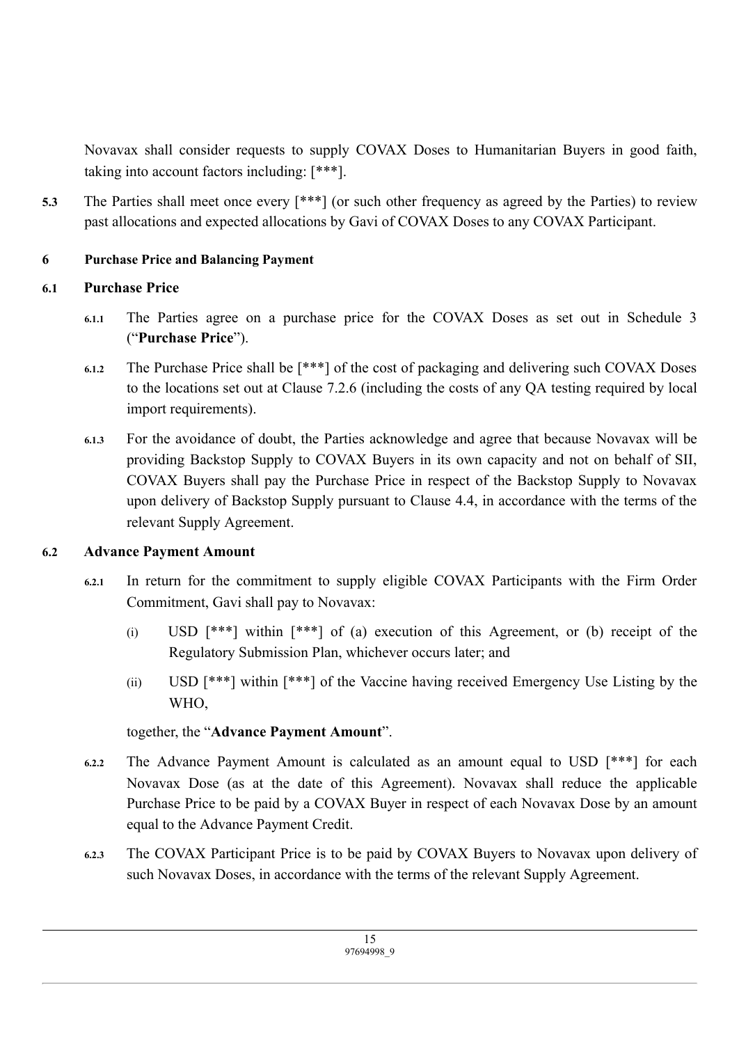Novavax shall consider requests to supply COVAX Doses to Humanitarian Buyers in good faith, taking into account factors including: [***].

**5.3** The Parties shall meet once every [***] (or such other frequency as agreed by the Parties) to review past allocations and expected allocations by Gavi of COVAX Doses to any COVAX Participant.

## 6 Purchase Price and Balancing Payment

### 6.1 Purchase Price

**6.1.1** The Parties agree on a purchase price for the COVAX Doses as set out in Schedule 3 ("**Purchase Price**").

**6.1.2** The Purchase Price shall be [***] of the cost of packaging and delivering such COVAX Doses to the locations set out at Clause 7.2.6 (including the costs of any QA testing required by local import requirements).

**6.1.3** For the avoidance of doubt, the Parties acknowledge and agree that because Novavax will be providing Backstop Supply to COVAX Buyers in its own capacity and not on behalf of SII, COVAX Buyers shall pay the Purchase Price in respect of the Backstop Supply to Novavax upon delivery of Backstop Supply pursuant to Clause 4.4, in accordance with the terms of the relevant Supply Agreement.

### 6.2 Advance Payment Amount

**6.2.1** In return for the commitment to supply eligible COVAX Participants with the Firm Order Commitment, Gavi shall pay to Novavax:

(i) USD [***] within [***] of (a) execution of this Agreement, or (b) receipt of the Regulatory Submission Plan, whichever occurs later; and

(ii) USD [***] within [***] of the Vaccine having received Emergency Use Listing by the WHO,

together, the "**Advance Payment Amount**".

**6.2.2** The Advance Payment Amount is calculated as an amount equal to USD [***] for each Novavax Dose (as at the date of this Agreement). Novavax shall reduce the applicable Purchase Price to be paid by a COVAX Buyer in respect of each Novavax Dose by an amount equal to the Advance Payment Credit.

**6.2.3** The COVAX Participant Price is to be paid by COVAX Buyers to Novavax upon delivery of such Novavax Doses, in accordance with the terms of the relevant Supply Agreement.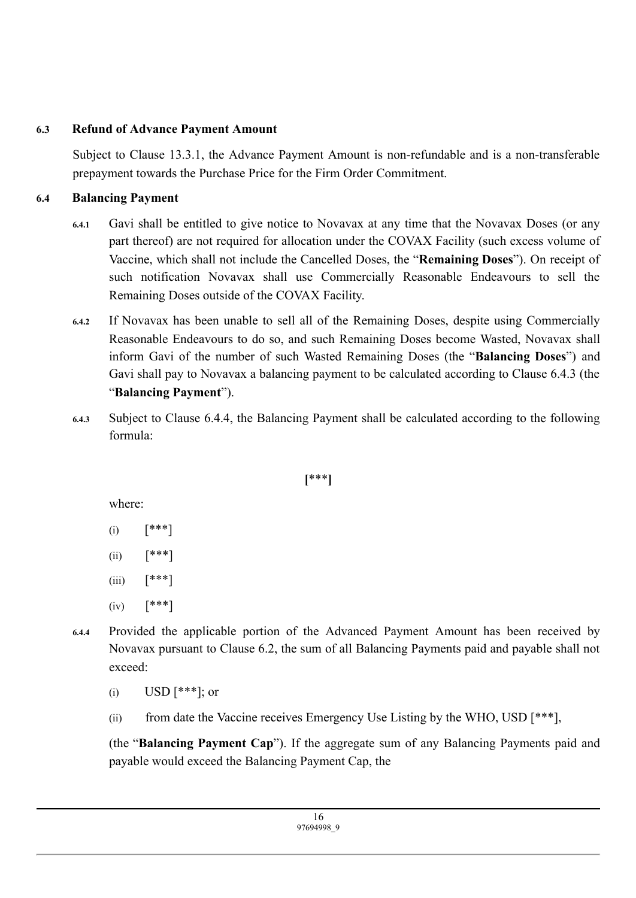**6.3 Refund of Advance Payment Amount**

Subject to Clause 13.3.1, the Advance Payment Amount is non-refundable and is a non-transferable prepayment towards the Purchase Price for the Firm Order Commitment.

**6.4 Balancing Payment**

6.4.1 Gavi shall be entitled to give notice to Novavax at any time that the Novavax Doses (or any part thereof) are not required for allocation under the COVAX Facility (such excess volume of Vaccine, which shall not include the Cancelled Doses, the "**Remaining Doses**"). On receipt of such notification Novavax shall use Commercially Reasonable Endeavours to sell the Remaining Doses outside of the COVAX Facility.

6.4.2 If Novavax has been unable to sell all of the Remaining Doses, despite using Commercially Reasonable Endeavours to do so, and such Remaining Doses become Wasted, Novavax shall inform Gavi of the number of such Wasted Remaining Doses (the "**Balancing Doses**") and Gavi shall pay to Novavax a balancing payment to be calculated according to Clause 6.4.3 (the "**Balancing Payment**").

6.4.3 Subject to Clause 6.4.4, the Balancing Payment shall be calculated according to the following formula:

**[*****]**

where:

(i) [***]

(ii) [***]

(iii) [***]

(iv) [***]

6.4.4 Provided the applicable portion of the Advanced Payment Amount has been received by Novavax pursuant to Clause 6.2, the sum of all Balancing Payments paid and payable shall not exceed:

(i) USD [***]; or

(ii) from date the Vaccine receives Emergency Use Listing by the WHO, USD [***],

(the "**Balancing Payment Cap**"). If the aggregate sum of any Balancing Payments paid and payable would exceed the Balancing Payment Cap, the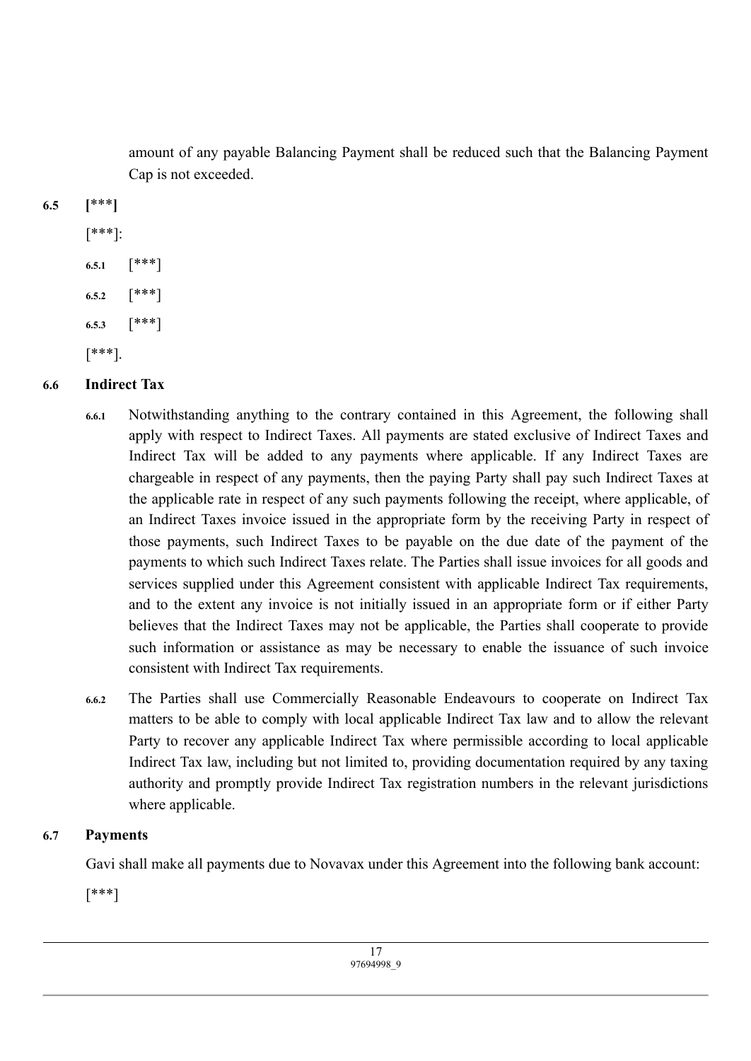amount of any payable Balancing Payment shall be reduced such that the Balancing Payment Cap is not exceeded.

**6.5 [***]**

[***]:

**6.5.1** [***]

**6.5.2** [***]

**6.5.3** [***]

[***].

**6.6 Indirect Tax**

**6.6.1** Notwithstanding anything to the contrary contained in this Agreement, the following shall apply with respect to Indirect Taxes. All payments are stated exclusive of Indirect Taxes and Indirect Tax will be added to any payments where applicable. If any Indirect Taxes are chargeable in respect of any payments, then the paying Party shall pay such Indirect Taxes at the applicable rate in respect of any such payments following the receipt, where applicable, of an Indirect Taxes invoice issued in the appropriate form by the receiving Party in respect of those payments, such Indirect Taxes to be payable on the due date of the payment of the payments to which such Indirect Taxes relate. The Parties shall issue invoices for all goods and services supplied under this Agreement consistent with applicable Indirect Tax requirements, and to the extent any invoice is not initially issued in an appropriate form or if either Party believes that the Indirect Taxes may not be applicable, the Parties shall cooperate to provide such information or assistance as may be necessary to enable the issuance of such invoice consistent with Indirect Tax requirements.

**6.6.2** The Parties shall use Commercially Reasonable Endeavours to cooperate on Indirect Tax matters to be able to comply with local applicable Indirect Tax law and to allow the relevant Party to recover any applicable Indirect Tax where permissible according to local applicable Indirect Tax law, including but not limited to, providing documentation required by any taxing authority and promptly provide Indirect Tax registration numbers in the relevant jurisdictions where applicable.

**6.7 Payments**

Gavi shall make all payments due to Novavax under this Agreement into the following bank account:

[***]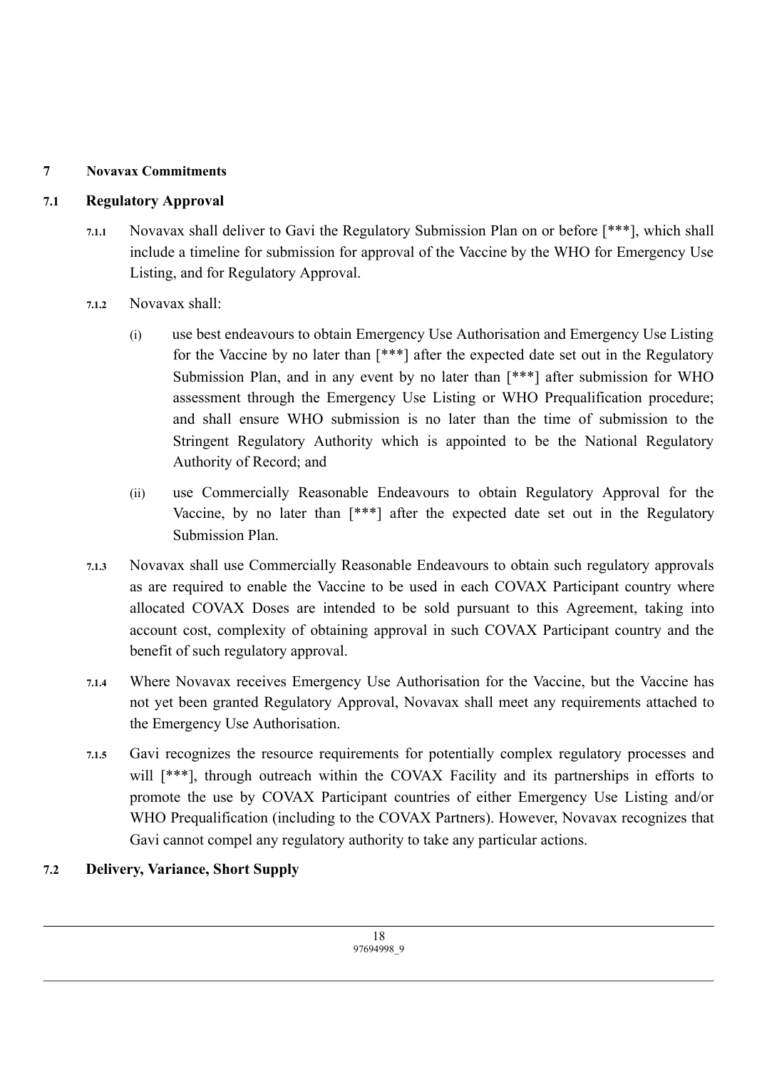## 7 Novavax Commitments

### 7.1 Regulatory Approval

**7.1.1** Novavax shall deliver to Gavi the Regulatory Submission Plan on or before [***], which shall include a timeline for submission for approval of the Vaccine by the WHO for Emergency Use Listing, and for Regulatory Approval.

**7.1.2** Novavax shall:

(i) use best endeavours to obtain Emergency Use Authorisation and Emergency Use Listing for the Vaccine by no later than [***] after the expected date set out in the Regulatory Submission Plan, and in any event by no later than [***] after submission for WHO assessment through the Emergency Use Listing or WHO Prequalification procedure; and shall ensure WHO submission is no later than the time of submission to the Stringent Regulatory Authority which is appointed to be the National Regulatory Authority of Record; and

(ii) use Commercially Reasonable Endeavours to obtain Regulatory Approval for the Vaccine, by no later than [***] after the expected date set out in the Regulatory Submission Plan.

**7.1.3** Novavax shall use Commercially Reasonable Endeavours to obtain such regulatory approvals as are required to enable the Vaccine to be used in each COVAX Participant country where allocated COVAX Doses are intended to be sold pursuant to this Agreement, taking into account cost, complexity of obtaining approval in such COVAX Participant country and the benefit of such regulatory approval.

**7.1.4** Where Novavax receives Emergency Use Authorisation for the Vaccine, but the Vaccine has not yet been granted Regulatory Approval, Novavax shall meet any requirements attached to the Emergency Use Authorisation.

**7.1.5** Gavi recognizes the resource requirements for potentially complex regulatory processes and will [***], through outreach within the COVAX Facility and its partnerships in efforts to promote the use by COVAX Participant countries of either Emergency Use Listing and/or WHO Prequalification (including to the COVAX Partners). However, Novavax recognizes that Gavi cannot compel any regulatory authority to take any particular actions.

### 7.2 Delivery, Variance, Short Supply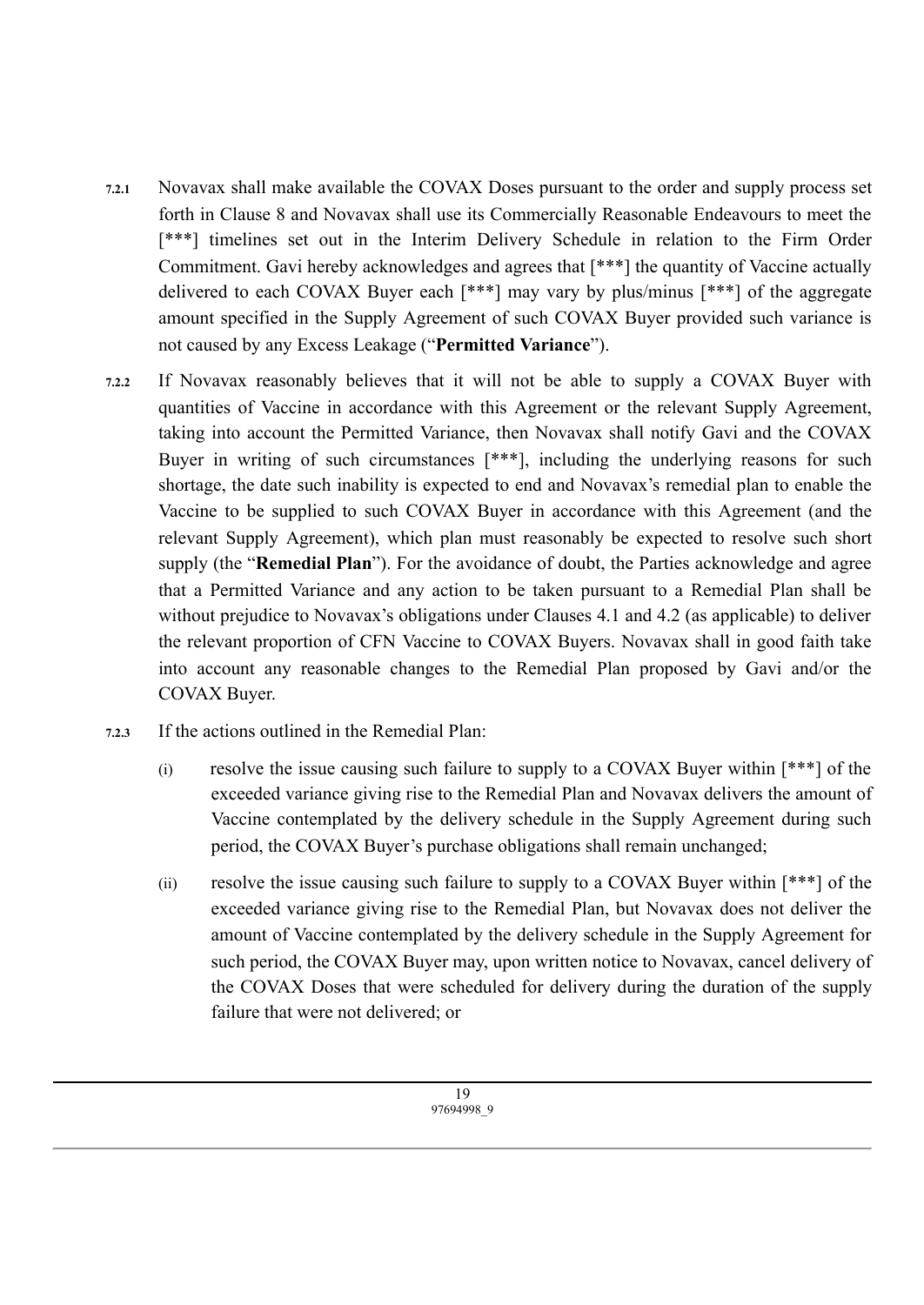**7.2.1** Novavax shall make available the COVAX Doses pursuant to the order and supply process set forth in Clause 8 and Novavax shall use its Commercially Reasonable Endeavours to meet the [***] timelines set out in the Interim Delivery Schedule in relation to the Firm Order Commitment. Gavi hereby acknowledges and agrees that [***] the quantity of Vaccine actually delivered to each COVAX Buyer each [***] may vary by plus/minus [***] of the aggregate amount specified in the Supply Agreement of such COVAX Buyer provided such variance is not caused by any Excess Leakage ("**Permitted Variance**").

**7.2.2** If Novavax reasonably believes that it will not be able to supply a COVAX Buyer with quantities of Vaccine in accordance with this Agreement or the relevant Supply Agreement, taking into account the Permitted Variance, then Novavax shall notify Gavi and the COVAX Buyer in writing of such circumstances [***], including the underlying reasons for such shortage, the date such inability is expected to end and Novavax's remedial plan to enable the Vaccine to be supplied to such COVAX Buyer in accordance with this Agreement (and the relevant Supply Agreement), which plan must reasonably be expected to resolve such short supply (the "**Remedial Plan**"). For the avoidance of doubt, the Parties acknowledge and agree that a Permitted Variance and any action to be taken pursuant to a Remedial Plan shall be without prejudice to Novavax's obligations under Clauses 4.1 and 4.2 (as applicable) to deliver the relevant proportion of CFN Vaccine to COVAX Buyers. Novavax shall in good faith take into account any reasonable changes to the Remedial Plan proposed by Gavi and/or the COVAX Buyer.

**7.2.3** If the actions outlined in the Remedial Plan:

(i) resolve the issue causing such failure to supply to a COVAX Buyer within [***] of the exceeded variance giving rise to the Remedial Plan and Novavax delivers the amount of Vaccine contemplated by the delivery schedule in the Supply Agreement during such period, the COVAX Buyer's purchase obligations shall remain unchanged;

(ii) resolve the issue causing such failure to supply to a COVAX Buyer within [***] of the exceeded variance giving rise to the Remedial Plan, but Novavax does not deliver the amount of Vaccine contemplated by the delivery schedule in the Supply Agreement for such period, the COVAX Buyer may, upon written notice to Novavax, cancel delivery of the COVAX Doses that were scheduled for delivery during the duration of the supply failure that were not delivered; or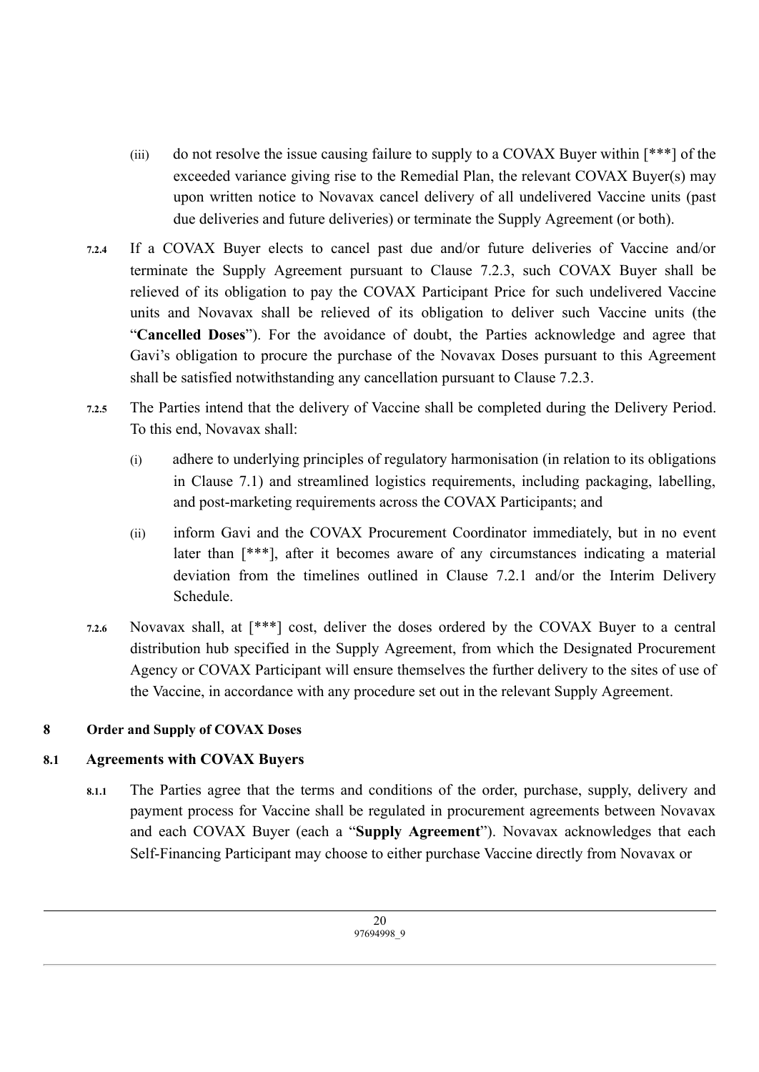(iii) do not resolve the issue causing failure to supply to a COVAX Buyer within [***] of the exceeded variance giving rise to the Remedial Plan, the relevant COVAX Buyer(s) may upon written notice to Novavax cancel delivery of all undelivered Vaccine units (past due deliveries and future deliveries) or terminate the Supply Agreement (or both).

**7.2.4** If a COVAX Buyer elects to cancel past due and/or future deliveries of Vaccine and/or terminate the Supply Agreement pursuant to Clause 7.2.3, such COVAX Buyer shall be relieved of its obligation to pay the COVAX Participant Price for such undelivered Vaccine units and Novavax shall be relieved of its obligation to deliver such Vaccine units (the "**Cancelled Doses**"). For the avoidance of doubt, the Parties acknowledge and agree that Gavi's obligation to procure the purchase of the Novavax Doses pursuant to this Agreement shall be satisfied notwithstanding any cancellation pursuant to Clause 7.2.3.

**7.2.5** The Parties intend that the delivery of Vaccine shall be completed during the Delivery Period. To this end, Novavax shall:

(i) adhere to underlying principles of regulatory harmonisation (in relation to its obligations in Clause 7.1) and streamlined logistics requirements, including packaging, labelling, and post-marketing requirements across the COVAX Participants; and

(ii) inform Gavi and the COVAX Procurement Coordinator immediately, but in no event later than [***], after it becomes aware of any circumstances indicating a material deviation from the timelines outlined in Clause 7.2.1 and/or the Interim Delivery Schedule.

**7.2.6** Novavax shall, at [***] cost, deliver the doses ordered by the COVAX Buyer to a central distribution hub specified in the Supply Agreement, from which the Designated Procurement Agency or COVAX Participant will ensure themselves the further delivery to the sites of use of the Vaccine, in accordance with any procedure set out in the relevant Supply Agreement.

## 8 Order and Supply of COVAX Doses

### 8.1 Agreements with COVAX Buyers

**8.1.1** The Parties agree that the terms and conditions of the order, purchase, supply, delivery and payment process for Vaccine shall be regulated in procurement agreements between Novavax and each COVAX Buyer (each a "**Supply Agreement**"). Novavax acknowledges that each Self-Financing Participant may choose to either purchase Vaccine directly from Novavax or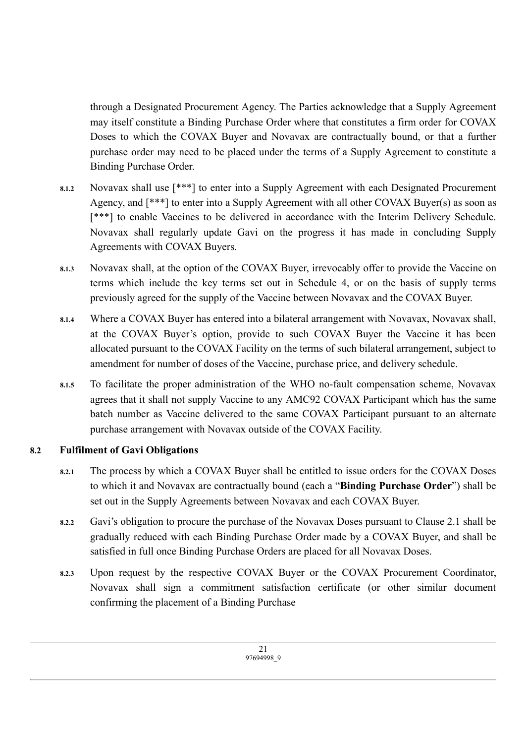through a Designated Procurement Agency. The Parties acknowledge that a Supply Agreement may itself constitute a Binding Purchase Order where that constitutes a firm order for COVAX Doses to which the COVAX Buyer and Novavax are contractually bound, or that a further purchase order may need to be placed under the terms of a Supply Agreement to constitute a Binding Purchase Order.

**8.1.2** Novavax shall use [***] to enter into a Supply Agreement with each Designated Procurement Agency, and [***] to enter into a Supply Agreement with all other COVAX Buyer(s) as soon as [***] to enable Vaccines to be delivered in accordance with the Interim Delivery Schedule. Novavax shall regularly update Gavi on the progress it has made in concluding Supply Agreements with COVAX Buyers.

**8.1.3** Novavax shall, at the option of the COVAX Buyer, irrevocably offer to provide the Vaccine on terms which include the key terms set out in Schedule 4, or on the basis of supply terms previously agreed for the supply of the Vaccine between Novavax and the COVAX Buyer.

**8.1.4** Where a COVAX Buyer has entered into a bilateral arrangement with Novavax, Novavax shall, at the COVAX Buyer's option, provide to such COVAX Buyer the Vaccine it has been allocated pursuant to the COVAX Facility on the terms of such bilateral arrangement, subject to amendment for number of doses of the Vaccine, purchase price, and delivery schedule.

**8.1.5** To facilitate the proper administration of the WHO no-fault compensation scheme, Novavax agrees that it shall not supply Vaccine to any AMC92 COVAX Participant which has the same batch number as Vaccine delivered to the same COVAX Participant pursuant to an alternate purchase arrangement with Novavax outside of the COVAX Facility.

**8.2 Fulfilment of Gavi Obligations**

**8.2.1** The process by which a COVAX Buyer shall be entitled to issue orders for the COVAX Doses to which it and Novavax are contractually bound (each a "**Binding Purchase Order**") shall be set out in the Supply Agreements between Novavax and each COVAX Buyer.

**8.2.2** Gavi's obligation to procure the purchase of the Novavax Doses pursuant to Clause 2.1 shall be gradually reduced with each Binding Purchase Order made by a COVAX Buyer, and shall be satisfied in full once Binding Purchase Orders are placed for all Novavax Doses.

**8.2.3** Upon request by the respective COVAX Buyer or the COVAX Procurement Coordinator, Novavax shall sign a commitment satisfaction certificate (or other similar document confirming the placement of a Binding Purchase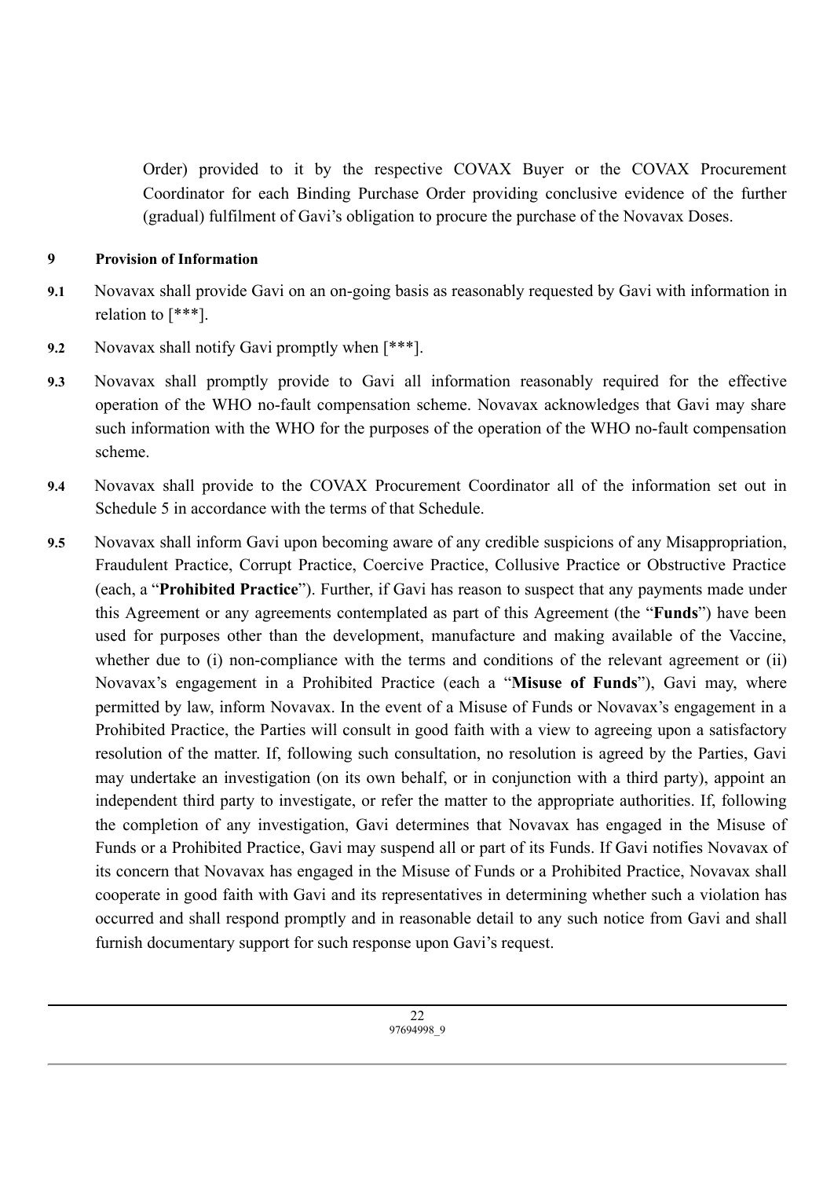Order) provided to it by the respective COVAX Buyer or the COVAX Procurement Coordinator for each Binding Purchase Order providing conclusive evidence of the further (gradual) fulfilment of Gavi's obligation to procure the purchase of the Novavax Doses.

## 9 Provision of Information

**9.1** Novavax shall provide Gavi on an on-going basis as reasonably requested by Gavi with information in relation to [***].

**9.2** Novavax shall notify Gavi promptly when [***].

**9.3** Novavax shall promptly provide to Gavi all information reasonably required for the effective operation of the WHO no-fault compensation scheme. Novavax acknowledges that Gavi may share such information with the WHO for the purposes of the operation of the WHO no-fault compensation scheme.

**9.4** Novavax shall provide to the COVAX Procurement Coordinator all of the information set out in Schedule 5 in accordance with the terms of that Schedule.

**9.5** Novavax shall inform Gavi upon becoming aware of any credible suspicions of any Misappropriation, Fraudulent Practice, Corrupt Practice, Coercive Practice, Collusive Practice or Obstructive Practice (each, a "**Prohibited Practice**"). Further, if Gavi has reason to suspect that any payments made under this Agreement or any agreements contemplated as part of this Agreement (the "**Funds**") have been used for purposes other than the development, manufacture and making available of the Vaccine, whether due to (i) non-compliance with the terms and conditions of the relevant agreement or (ii) Novavax's engagement in a Prohibited Practice (each a "**Misuse of Funds**"), Gavi may, where permitted by law, inform Novavax. In the event of a Misuse of Funds or Novavax's engagement in a Prohibited Practice, the Parties will consult in good faith with a view to agreeing upon a satisfactory resolution of the matter. If, following such consultation, no resolution is agreed by the Parties, Gavi may undertake an investigation (on its own behalf, or in conjunction with a third party), appoint an independent third party to investigate, or refer the matter to the appropriate authorities. If, following the completion of any investigation, Gavi determines that Novavax has engaged in the Misuse of Funds or a Prohibited Practice, Gavi may suspend all or part of its Funds. If Gavi notifies Novavax of its concern that Novavax has engaged in the Misuse of Funds or a Prohibited Practice, Novavax shall cooperate in good faith with Gavi and its representatives in determining whether such a violation has occurred and shall respond promptly and in reasonable detail to any such notice from Gavi and shall furnish documentary support for such response upon Gavi's request.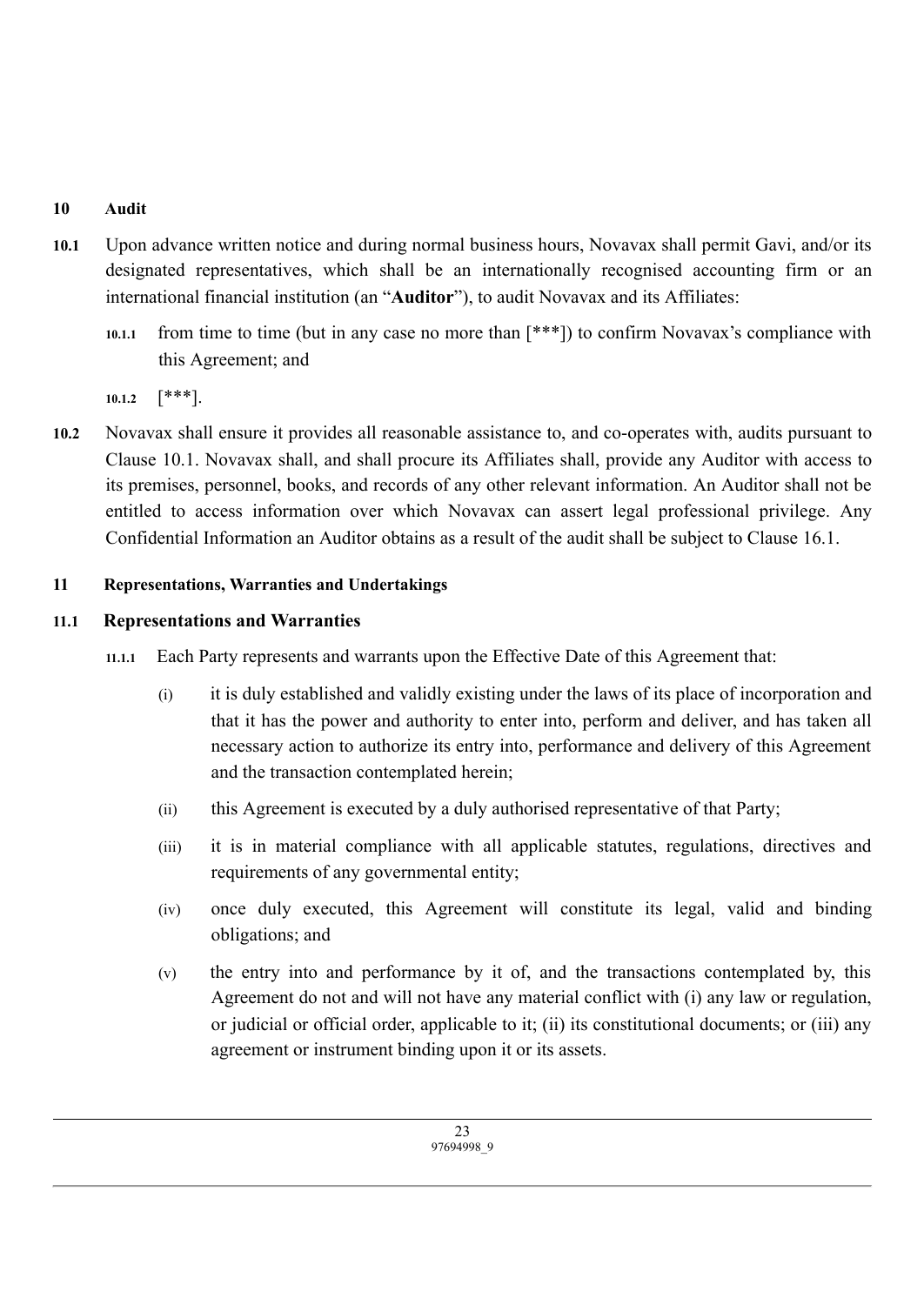**10 Audit**

**10.1** Upon advance written notice and during normal business hours, Novavax shall permit Gavi, and/or its designated representatives, which shall be an internationally recognised accounting firm or an international financial institution (an "**Auditor**"), to audit Novavax and its Affiliates:

10.1.1 from time to time (but in any case no more than [***]) to confirm Novavax's compliance with this Agreement; and

10.1.2 [***].

**10.2** Novavax shall ensure it provides all reasonable assistance to, and co-operates with, audits pursuant to Clause 10.1. Novavax shall, and shall procure its Affiliates shall, provide any Auditor with access to its premises, personnel, books, and records of any other relevant information. An Auditor shall not be entitled to access information over which Novavax can assert legal professional privilege. Any Confidential Information an Auditor obtains as a result of the audit shall be subject to Clause 16.1.

**11 Representations, Warranties and Undertakings**

**11.1 Representations and Warranties**

11.1.1 Each Party represents and warrants upon the Effective Date of this Agreement that:

(i) it is duly established and validly existing under the laws of its place of incorporation and that it has the power and authority to enter into, perform and deliver, and has taken all necessary action to authorize its entry into, performance and delivery of this Agreement and the transaction contemplated herein;

(ii) this Agreement is executed by a duly authorised representative of that Party;

(iii) it is in material compliance with all applicable statutes, regulations, directives and requirements of any governmental entity;

(iv) once duly executed, this Agreement will constitute its legal, valid and binding obligations; and

(v) the entry into and performance by it of, and the transactions contemplated by, this Agreement do not and will not have any material conflict with (i) any law or regulation, or judicial or official order, applicable to it; (ii) its constitutional documents; or (iii) any agreement or instrument binding upon it or its assets.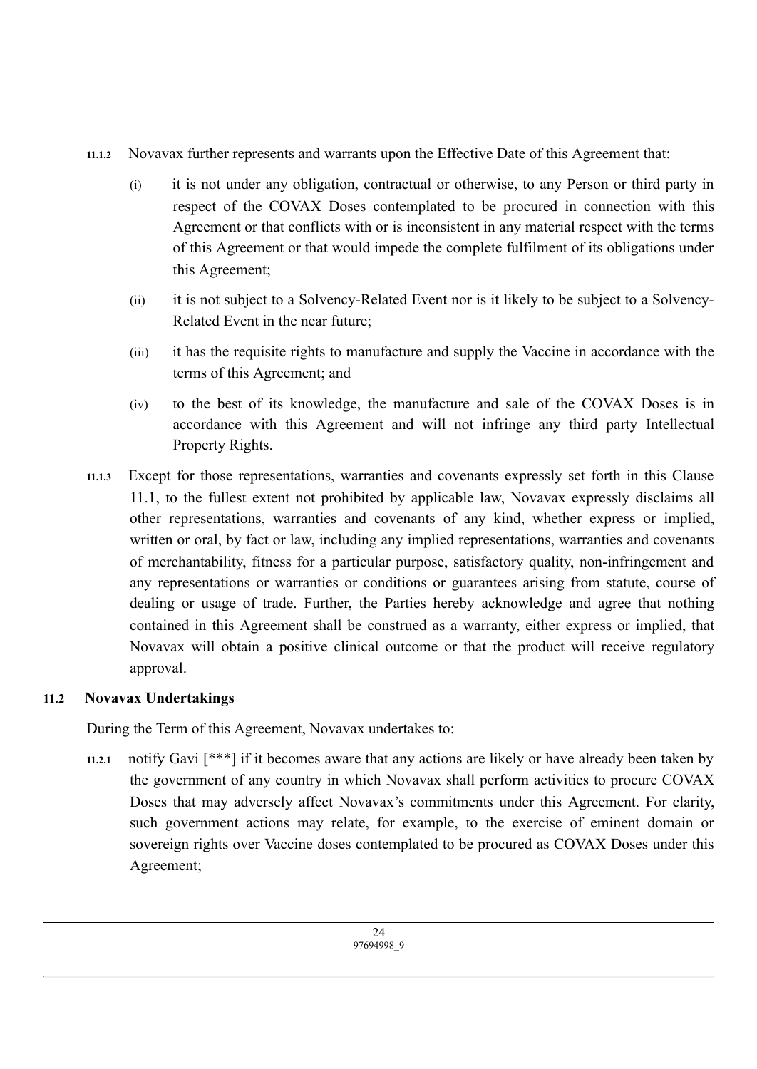**11.1.2** Novavax further represents and warrants upon the Effective Date of this Agreement that:

(i) it is not under any obligation, contractual or otherwise, to any Person or third party in respect of the COVAX Doses contemplated to be procured in connection with this Agreement or that conflicts with or is inconsistent in any material respect with the terms of this Agreement or that would impede the complete fulfilment of its obligations under this Agreement;

(ii) it is not subject to a Solvency-Related Event nor is it likely to be subject to a Solvency-Related Event in the near future;

(iii) it has the requisite rights to manufacture and supply the Vaccine in accordance with the terms of this Agreement; and

(iv) to the best of its knowledge, the manufacture and sale of the COVAX Doses is in accordance with this Agreement and will not infringe any third party Intellectual Property Rights.

**11.1.3** Except for those representations, warranties and covenants expressly set forth in this Clause 11.1, to the fullest extent not prohibited by applicable law, Novavax expressly disclaims all other representations, warranties and covenants of any kind, whether express or implied, written or oral, by fact or law, including any implied representations, warranties and covenants of merchantability, fitness for a particular purpose, satisfactory quality, non-infringement and any representations or warranties or conditions or guarantees arising from statute, course of dealing or usage of trade. Further, the Parties hereby acknowledge and agree that nothing contained in this Agreement shall be construed as a warranty, either express or implied, that Novavax will obtain a positive clinical outcome or that the product will receive regulatory approval.

### 11.2 Novavax Undertakings

During the Term of this Agreement, Novavax undertakes to:

**11.2.1** notify Gavi [***] if it becomes aware that any actions are likely or have already been taken by the government of any country in which Novavax shall perform activities to procure COVAX Doses that may adversely affect Novavax's commitments under this Agreement. For clarity, such government actions may relate, for example, to the exercise of eminent domain or sovereign rights over Vaccine doses contemplated to be procured as COVAX Doses under this Agreement;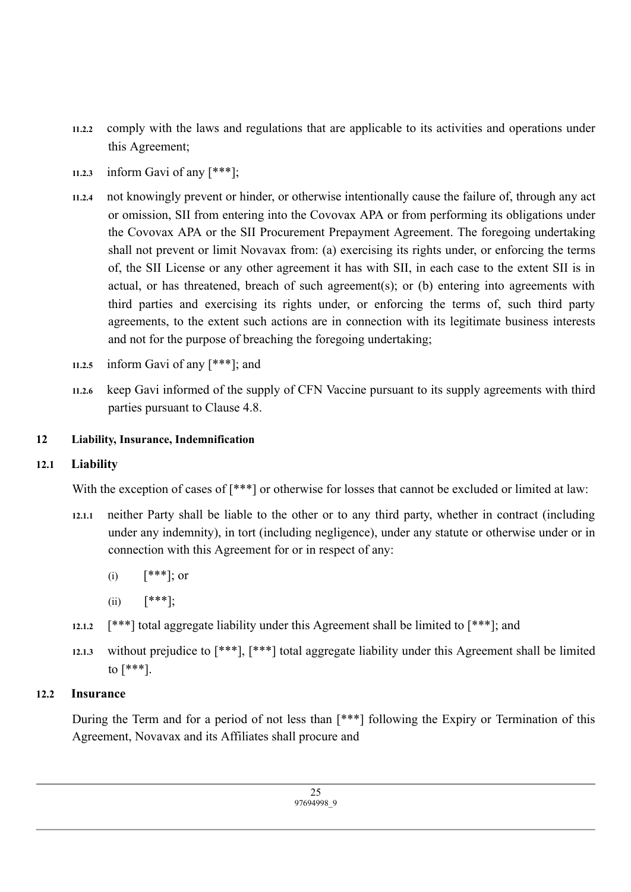11.2.2 comply with the laws and regulations that are applicable to its activities and operations under this Agreement;

11.2.3 inform Gavi of any [***];

11.2.4 not knowingly prevent or hinder, or otherwise intentionally cause the failure of, through any act or omission, SII from entering into the Covovax APA or from performing its obligations under the Covovax APA or the SII Procurement Prepayment Agreement. The foregoing undertaking shall not prevent or limit Novavax from: (a) exercising its rights under, or enforcing the terms of, the SII License or any other agreement it has with SII, in each case to the extent SII is in actual, or has threatened, breach of such agreement(s); or (b) entering into agreements with third parties and exercising its rights under, or enforcing the terms of, such third party agreements, to the extent such actions are in connection with its legitimate business interests and not for the purpose of breaching the foregoing undertaking;

11.2.5 inform Gavi of any [***]; and

11.2.6 keep Gavi informed of the supply of CFN Vaccine pursuant to its supply agreements with third parties pursuant to Clause 4.8.

## 12 Liability, Insurance, Indemnification

### 12.1 Liability

With the exception of cases of [***] or otherwise for losses that cannot be excluded or limited at law:

12.1.1 neither Party shall be liable to the other or to any third party, whether in contract (including under any indemnity), in tort (including negligence), under any statute or otherwise under or in connection with this Agreement for or in respect of any:

(i) [***]; or

(ii) [***];

12.1.2 [***] total aggregate liability under this Agreement shall be limited to [***]; and

12.1.3 without prejudice to [***], [***] total aggregate liability under this Agreement shall be limited to [***].

### 12.2 Insurance

During the Term and for a period of not less than [***] following the Expiry or Termination of this Agreement, Novavax and its Affiliates shall procure and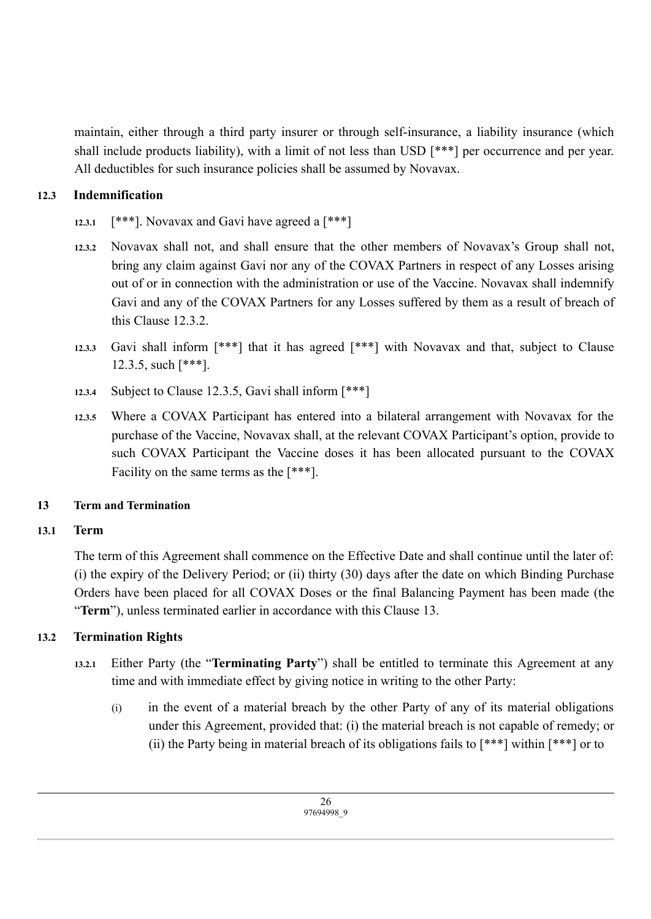maintain, either through a third party insurer or through self-insurance, a liability insurance (which shall include products liability), with a limit of not less than USD [***] per occurrence and per year. All deductibles for such insurance policies shall be assumed by Novavax.

### 12.3 Indemnification

12.3.1 [***]. Novavax and Gavi have agreed a [***]

12.3.2 Novavax shall not, and shall ensure that the other members of Novavax's Group shall not, bring any claim against Gavi nor any of the COVAX Partners in respect of any Losses arising out of or in connection with the administration or use of the Vaccine. Novavax shall indemnify Gavi and any of the COVAX Partners for any Losses suffered by them as a result of breach of this Clause 12.3.2.

12.3.3 Gavi shall inform [***] that it has agreed [***] with Novavax and that, subject to Clause 12.3.5, such [***].

12.3.4 Subject to Clause 12.3.5, Gavi shall inform [***]

12.3.5 Where a COVAX Participant has entered into a bilateral arrangement with Novavax for the purchase of the Vaccine, Novavax shall, at the relevant COVAX Participant's option, provide to such COVAX Participant the Vaccine doses it has been allocated pursuant to the COVAX Facility on the same terms as the [***].

## 13 Term and Termination

### 13.1 Term

The term of this Agreement shall commence on the Effective Date and shall continue until the later of: (i) the expiry of the Delivery Period; or (ii) thirty (30) days after the date on which Binding Purchase Orders have been placed for all COVAX Doses or the final Balancing Payment has been made (the "**Term**"), unless terminated earlier in accordance with this Clause 13.

### 13.2 Termination Rights

13.2.1 Either Party (the "**Terminating Party**") shall be entitled to terminate this Agreement at any time and with immediate effect by giving notice in writing to the other Party:

(i) in the event of a material breach by the other Party of any of its material obligations under this Agreement, provided that: (i) the material breach is not capable of remedy; or (ii) the Party being in material breach of its obligations fails to [***] within [***] or to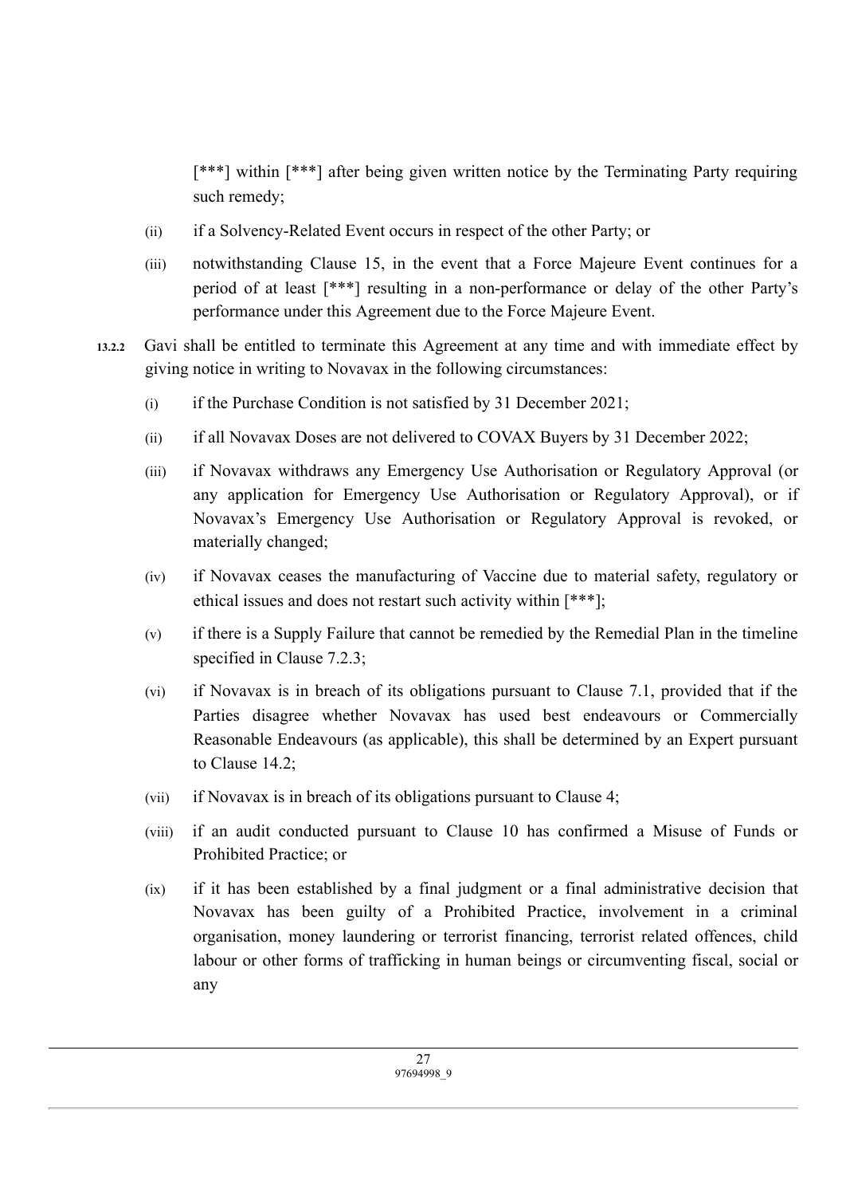[***] within [***] after being given written notice by the Terminating Party requiring such remedy;

(ii) if a Solvency-Related Event occurs in respect of the other Party; or

(iii) notwithstanding Clause 15, in the event that a Force Majeure Event continues for a period of at least [***] resulting in a non-performance or delay of the other Party's performance under this Agreement due to the Force Majeure Event.

**13.2.2** Gavi shall be entitled to terminate this Agreement at any time and with immediate effect by giving notice in writing to Novavax in the following circumstances:

(i) if the Purchase Condition is not satisfied by 31 December 2021;

(ii) if all Novavax Doses are not delivered to COVAX Buyers by 31 December 2022;

(iii) if Novavax withdraws any Emergency Use Authorisation or Regulatory Approval (or any application for Emergency Use Authorisation or Regulatory Approval), or if Novavax's Emergency Use Authorisation or Regulatory Approval is revoked, or materially changed;

(iv) if Novavax ceases the manufacturing of Vaccine due to material safety, regulatory or ethical issues and does not restart such activity within [***];

(v) if there is a Supply Failure that cannot be remedied by the Remedial Plan in the timeline specified in Clause 7.2.3;

(vi) if Novavax is in breach of its obligations pursuant to Clause 7.1, provided that if the Parties disagree whether Novavax has used best endeavours or Commercially Reasonable Endeavours (as applicable), this shall be determined by an Expert pursuant to Clause 14.2;

(vii) if Novavax is in breach of its obligations pursuant to Clause 4;

(viii) if an audit conducted pursuant to Clause 10 has confirmed a Misuse of Funds or Prohibited Practice; or

(ix) if it has been established by a final judgment or a final administrative decision that Novavax has been guilty of a Prohibited Practice, involvement in a criminal organisation, money laundering or terrorist financing, terrorist related offences, child labour or other forms of trafficking in human beings or circumventing fiscal, social or any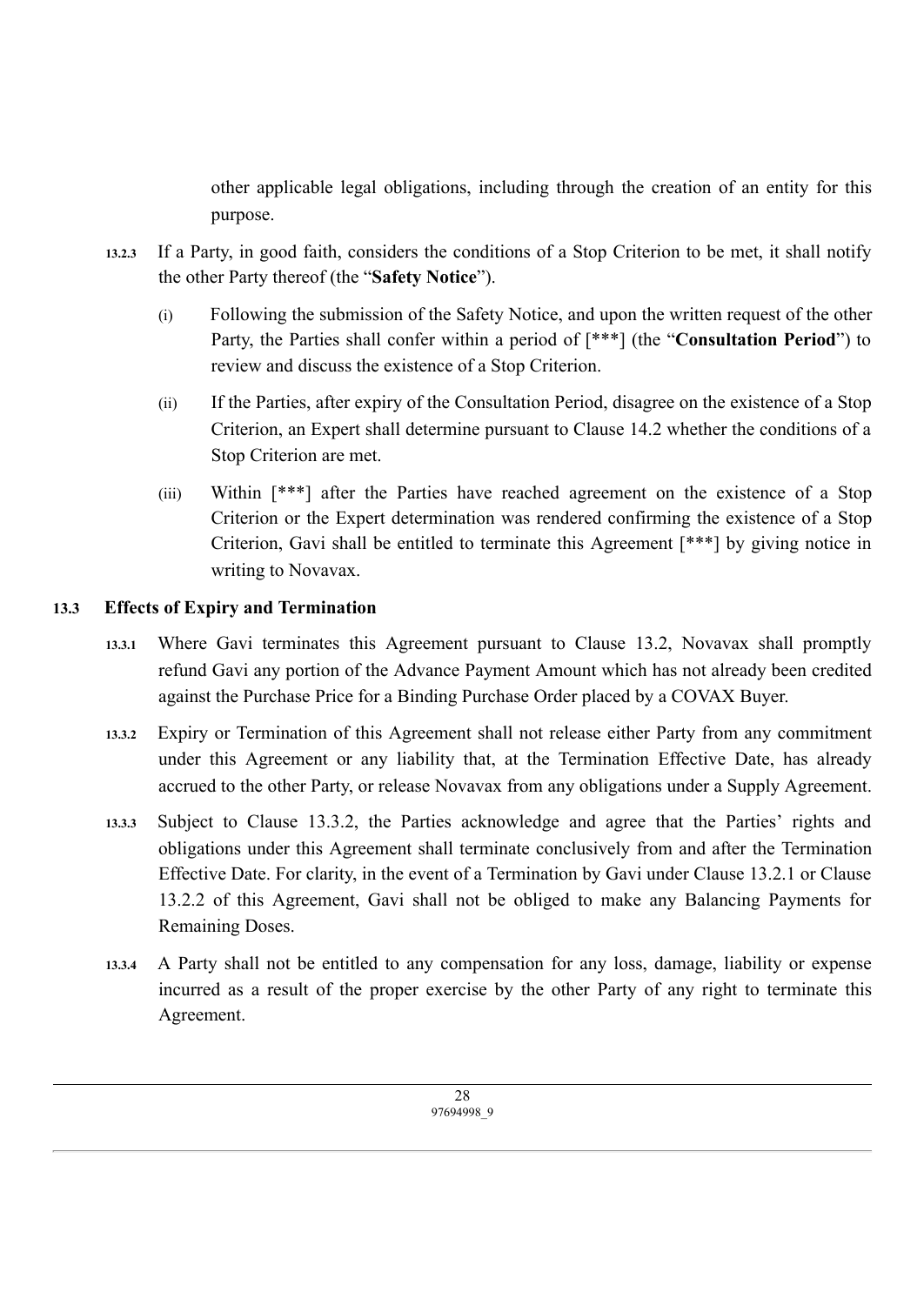other applicable legal obligations, including through the creation of an entity for this purpose.

**13.2.3** If a Party, in good faith, considers the conditions of a Stop Criterion to be met, it shall notify the other Party thereof (the "**Safety Notice**").

(i) Following the submission of the Safety Notice, and upon the written request of the other Party, the Parties shall confer within a period of [***] (the "**Consultation Period**") to review and discuss the existence of a Stop Criterion.

(ii) If the Parties, after expiry of the Consultation Period, disagree on the existence of a Stop Criterion, an Expert shall determine pursuant to Clause 14.2 whether the conditions of a Stop Criterion are met.

(iii) Within [***] after the Parties have reached agreement on the existence of a Stop Criterion or the Expert determination was rendered confirming the existence of a Stop Criterion, Gavi shall be entitled to terminate this Agreement [***] by giving notice in writing to Novavax.

## 13.3 Effects of Expiry and Termination

**13.3.1** Where Gavi terminates this Agreement pursuant to Clause 13.2, Novavax shall promptly refund Gavi any portion of the Advance Payment Amount which has not already been credited against the Purchase Price for a Binding Purchase Order placed by a COVAX Buyer.

**13.3.2** Expiry or Termination of this Agreement shall not release either Party from any commitment under this Agreement or any liability that, at the Termination Effective Date, has already accrued to the other Party, or release Novavax from any obligations under a Supply Agreement.

**13.3.3** Subject to Clause 13.3.2, the Parties acknowledge and agree that the Parties' rights and obligations under this Agreement shall terminate conclusively from and after the Termination Effective Date. For clarity, in the event of a Termination by Gavi under Clause 13.2.1 or Clause 13.2.2 of this Agreement, Gavi shall not be obliged to make any Balancing Payments for Remaining Doses.

**13.3.4** A Party shall not be entitled to any compensation for any loss, damage, liability or expense incurred as a result of the proper exercise by the other Party of any right to terminate this Agreement.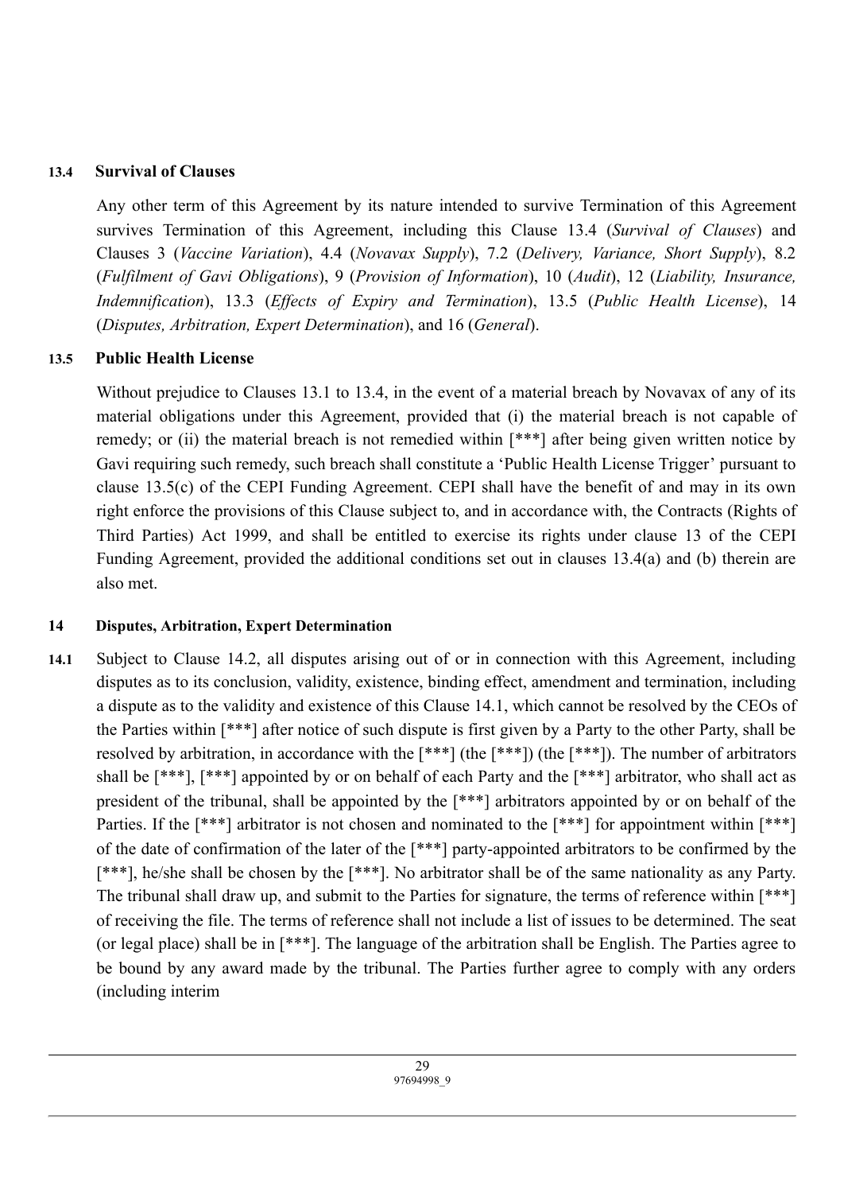**13.4 Survival of Clauses**

Any other term of this Agreement by its nature intended to survive Termination of this Agreement survives Termination of this Agreement, including this Clause 13.4 (*Survival of Clauses*) and Clauses 3 (*Vaccine Variation*), 4.4 (*Novavax Supply*), 7.2 (*Delivery, Variance, Short Supply*), 8.2 (*Fulfilment of Gavi Obligations*), 9 (*Provision of Information*), 10 (*Audit*), 12 (*Liability, Insurance, Indemnification*), 13.3 (*Effects of Expiry and Termination*), 13.5 (*Public Health License*), 14 (*Disputes, Arbitration, Expert Determination*), and 16 (*General*).

**13.5 Public Health License**

Without prejudice to Clauses 13.1 to 13.4, in the event of a material breach by Novavax of any of its material obligations under this Agreement, provided that (i) the material breach is not capable of remedy; or (ii) the material breach is not remedied within [***] after being given written notice by Gavi requiring such remedy, such breach shall constitute a 'Public Health License Trigger' pursuant to clause 13.5(c) of the CEPI Funding Agreement. CEPI shall have the benefit of and may in its own right enforce the provisions of this Clause subject to, and in accordance with, the Contracts (Rights of Third Parties) Act 1999, and shall be entitled to exercise its rights under clause 13 of the CEPI Funding Agreement, provided the additional conditions set out in clauses 13.4(a) and (b) therein are also met.

**14 Disputes, Arbitration, Expert Determination**

**14.1** Subject to Clause 14.2, all disputes arising out of or in connection with this Agreement, including disputes as to its conclusion, validity, existence, binding effect, amendment and termination, including a dispute as to the validity and existence of this Clause 14.1, which cannot be resolved by the CEOs of the Parties within [***] after notice of such dispute is first given by a Party to the other Party, shall be resolved by arbitration, in accordance with the [***] (the [***]) (the [***]). The number of arbitrators shall be [***], [***] appointed by or on behalf of each Party and the [***] arbitrator, who shall act as president of the tribunal, shall be appointed by the [***] arbitrators appointed by or on behalf of the Parties. If the [***] arbitrator is not chosen and nominated to the [***] for appointment within [***] of the date of confirmation of the later of the [***] party-appointed arbitrators to be confirmed by the [***], he/she shall be chosen by the [***]. No arbitrator shall be of the same nationality as any Party. The tribunal shall draw up, and submit to the Parties for signature, the terms of reference within [***] of receiving the file. The terms of reference shall not include a list of issues to be determined. The seat (or legal place) shall be in [***]. The language of the arbitration shall be English. The Parties agree to be bound by any award made by the tribunal. The Parties further agree to comply with any orders (including interim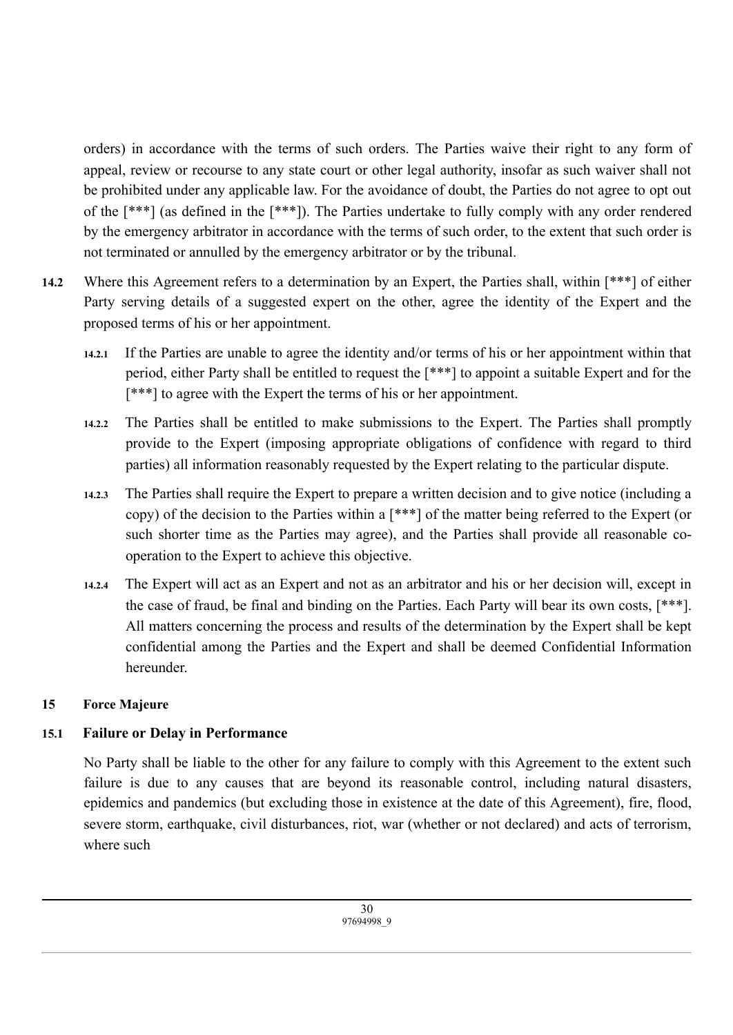orders) in accordance with the terms of such orders. The Parties waive their right to any form of appeal, review or recourse to any state court or other legal authority, insofar as such waiver shall not be prohibited under any applicable law. For the avoidance of doubt, the Parties do not agree to opt out of the [***] (as defined in the [***]). The Parties undertake to fully comply with any order rendered by the emergency arbitrator in accordance with the terms of such order, to the extent that such order is not terminated or annulled by the emergency arbitrator or by the tribunal.

**14.2** Where this Agreement refers to a determination by an Expert, the Parties shall, within [***] of either Party serving details of a suggested expert on the other, agree the identity of the Expert and the proposed terms of his or her appointment.

**14.2.1** If the Parties are unable to agree the identity and/or terms of his or her appointment within that period, either Party shall be entitled to request the [***] to appoint a suitable Expert and for the [***] to agree with the Expert the terms of his or her appointment.

**14.2.2** The Parties shall be entitled to make submissions to the Expert. The Parties shall promptly provide to the Expert (imposing appropriate obligations of confidence with regard to third parties) all information reasonably requested by the Expert relating to the particular dispute.

**14.2.3** The Parties shall require the Expert to prepare a written decision and to give notice (including a copy) of the decision to the Parties within a [***] of the matter being referred to the Expert (or such shorter time as the Parties may agree), and the Parties shall provide all reasonable co-operation to the Expert to achieve this objective.

**14.2.4** The Expert will act as an Expert and not as an arbitrator and his or her decision will, except in the case of fraud, be final and binding on the Parties. Each Party will bear its own costs, [***]. All matters concerning the process and results of the determination by the Expert shall be kept confidential among the Parties and the Expert and shall be deemed Confidential Information hereunder.

## 15 Force Majeure

### 15.1 Failure or Delay in Performance

No Party shall be liable to the other for any failure to comply with this Agreement to the extent such failure is due to any causes that are beyond its reasonable control, including natural disasters, epidemics and pandemics (but excluding those in existence at the date of this Agreement), fire, flood, severe storm, earthquake, civil disturbances, riot, war (whether or not declared) and acts of terrorism, where such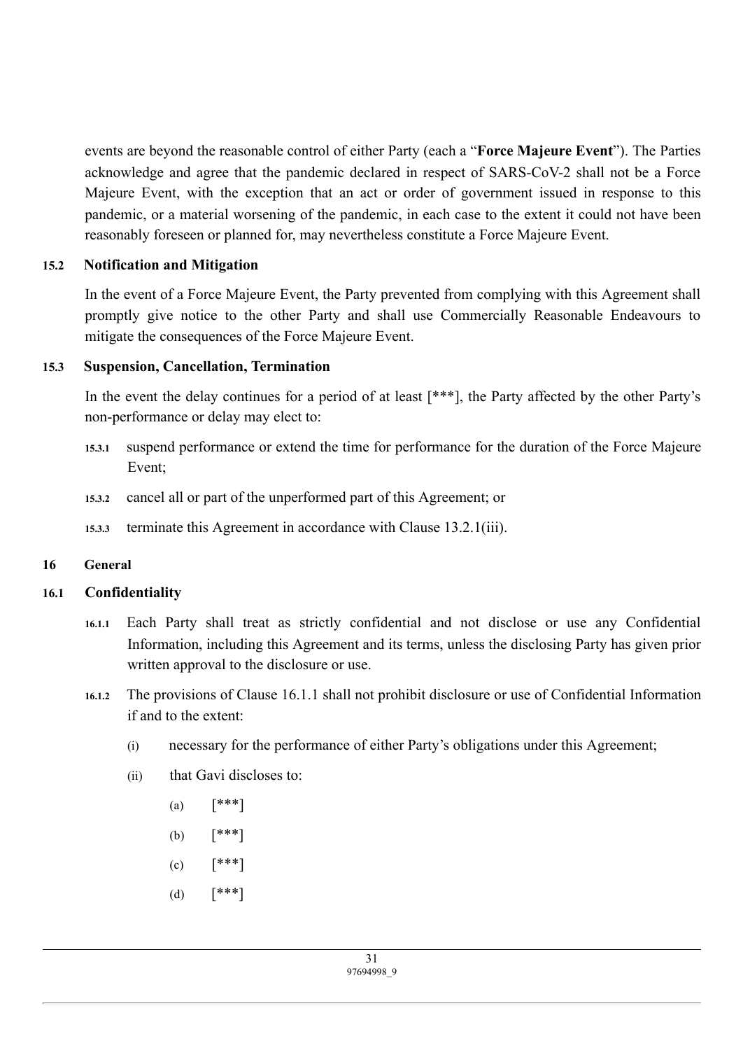events are beyond the reasonable control of either Party (each a "**Force Majeure Event**"). The Parties acknowledge and agree that the pandemic declared in respect of SARS-CoV-2 shall not be a Force Majeure Event, with the exception that an act or order of government issued in response to this pandemic, or a material worsening of the pandemic, in each case to the extent it could not have been reasonably foreseen or planned for, may nevertheless constitute a Force Majeure Event.

**15.2 Notification and Mitigation**

In the event of a Force Majeure Event, the Party prevented from complying with this Agreement shall promptly give notice to the other Party and shall use Commercially Reasonable Endeavours to mitigate the consequences of the Force Majeure Event.

**15.3 Suspension, Cancellation, Termination**

In the event the delay continues for a period of at least [***], the Party affected by the other Party's non-performance or delay may elect to:

15.3.1 suspend performance or extend the time for performance for the duration of the Force Majeure Event;

15.3.2 cancel all or part of the unperformed part of this Agreement; or

15.3.3 terminate this Agreement in accordance with Clause 13.2.1(iii).

**16 General**

**16.1 Confidentiality**

16.1.1 Each Party shall treat as strictly confidential and not disclose or use any Confidential Information, including this Agreement and its terms, unless the disclosing Party has given prior written approval to the disclosure or use.

16.1.2 The provisions of Clause 16.1.1 shall not prohibit disclosure or use of Confidential Information if and to the extent:

(i) necessary for the performance of either Party's obligations under this Agreement;

(ii) that Gavi discloses to:

(a) [***]

(b) [***]

(c) [***]

(d) [***]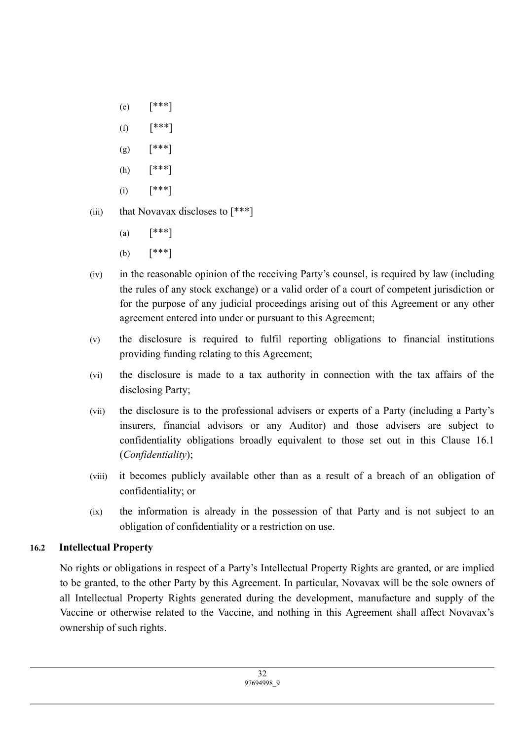(e) [***]

(f) [***]

(g) [***]

(h) [***]

(i) [***]

(iii) that Novavax discloses to [***]

(a) [***]

(b) [***]

(iv) in the reasonable opinion of the receiving Party's counsel, is required by law (including the rules of any stock exchange) or a valid order of a court of competent jurisdiction or for the purpose of any judicial proceedings arising out of this Agreement or any other agreement entered into under or pursuant to this Agreement;

(v) the disclosure is required to fulfil reporting obligations to financial institutions providing funding relating to this Agreement;

(vi) the disclosure is made to a tax authority in connection with the tax affairs of the disclosing Party;

(vii) the disclosure is to the professional advisers or experts of a Party (including a Party's insurers, financial advisors or any Auditor) and those advisers are subject to confidentiality obligations broadly equivalent to those set out in this Clause 16.1 (*Confidentiality*);

(viii) it becomes publicly available other than as a result of a breach of an obligation of confidentiality; or

(ix) the information is already in the possession of that Party and is not subject to an obligation of confidentiality or a restriction on use.

**16.2 Intellectual Property**

No rights or obligations in respect of a Party's Intellectual Property Rights are granted, or are implied to be granted, to the other Party by this Agreement. In particular, Novavax will be the sole owners of all Intellectual Property Rights generated during the development, manufacture and supply of the Vaccine or otherwise related to the Vaccine, and nothing in this Agreement shall affect Novavax's ownership of such rights.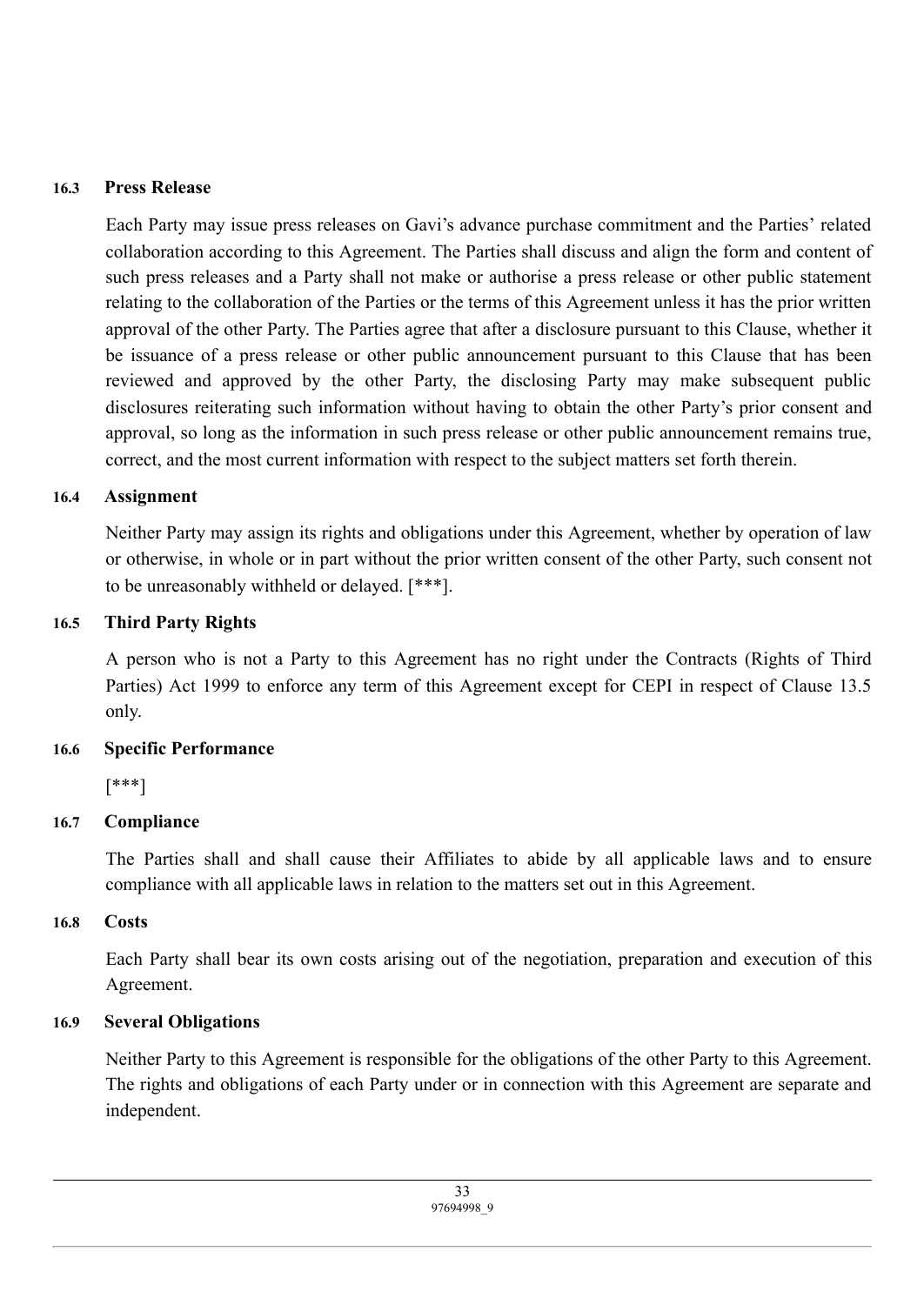**16.3 Press Release**

Each Party may issue press releases on Gavi's advance purchase commitment and the Parties' related collaboration according to this Agreement. The Parties shall discuss and align the form and content of such press releases and a Party shall not make or authorise a press release or other public statement relating to the collaboration of the Parties or the terms of this Agreement unless it has the prior written approval of the other Party. The Parties agree that after a disclosure pursuant to this Clause, whether it be issuance of a press release or other public announcement pursuant to this Clause that has been reviewed and approved by the other Party, the disclosing Party may make subsequent public disclosures reiterating such information without having to obtain the other Party's prior consent and approval, so long as the information in such press release or other public announcement remains true, correct, and the most current information with respect to the subject matters set forth therein.

**16.4 Assignment**

Neither Party may assign its rights and obligations under this Agreement, whether by operation of law or otherwise, in whole or in part without the prior written consent of the other Party, such consent not to be unreasonably withheld or delayed. [***].

**16.5 Third Party Rights**

A person who is not a Party to this Agreement has no right under the Contracts (Rights of Third Parties) Act 1999 to enforce any term of this Agreement except for CEPI in respect of Clause 13.5 only.

**16.6 Specific Performance**

[***]

**16.7 Compliance**

The Parties shall and shall cause their Affiliates to abide by all applicable laws and to ensure compliance with all applicable laws in relation to the matters set out in this Agreement.

**16.8 Costs**

Each Party shall bear its own costs arising out of the negotiation, preparation and execution of this Agreement.

**16.9 Several Obligations**

Neither Party to this Agreement is responsible for the obligations of the other Party to this Agreement. The rights and obligations of each Party under or in connection with this Agreement are separate and independent.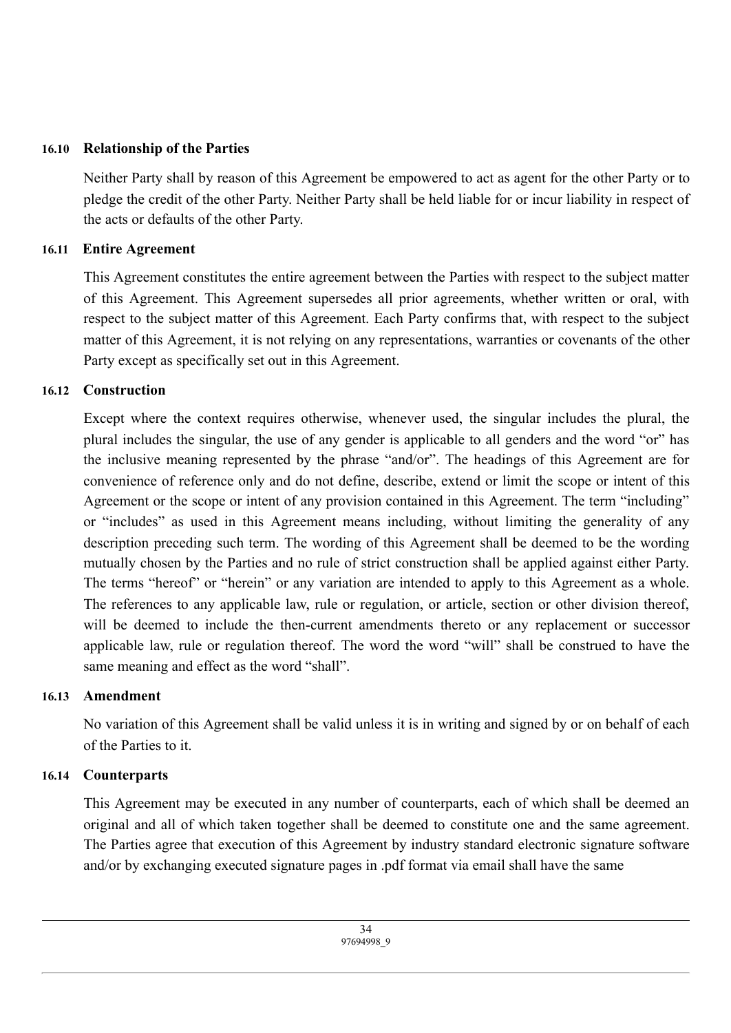**16.10 Relationship of the Parties**

Neither Party shall by reason of this Agreement be empowered to act as agent for the other Party or to pledge the credit of the other Party. Neither Party shall be held liable for or incur liability in respect of the acts or defaults of the other Party.

**16.11 Entire Agreement**

This Agreement constitutes the entire agreement between the Parties with respect to the subject matter of this Agreement. This Agreement supersedes all prior agreements, whether written or oral, with respect to the subject matter of this Agreement. Each Party confirms that, with respect to the subject matter of this Agreement, it is not relying on any representations, warranties or covenants of the other Party except as specifically set out in this Agreement.

**16.12 Construction**

Except where the context requires otherwise, whenever used, the singular includes the plural, the plural includes the singular, the use of any gender is applicable to all genders and the word "or" has the inclusive meaning represented by the phrase "and/or". The headings of this Agreement are for convenience of reference only and do not define, describe, extend or limit the scope or intent of this Agreement or the scope or intent of any provision contained in this Agreement. The term "including" or "includes" as used in this Agreement means including, without limiting the generality of any description preceding such term. The wording of this Agreement shall be deemed to be the wording mutually chosen by the Parties and no rule of strict construction shall be applied against either Party. The terms "hereof" or "herein" or any variation are intended to apply to this Agreement as a whole. The references to any applicable law, rule or regulation, or article, section or other division thereof, will be deemed to include the then-current amendments thereto or any replacement or successor applicable law, rule or regulation thereof. The word the word "will" shall be construed to have the same meaning and effect as the word "shall".

**16.13 Amendment**

No variation of this Agreement shall be valid unless it is in writing and signed by or on behalf of each of the Parties to it.

**16.14 Counterparts**

This Agreement may be executed in any number of counterparts, each of which shall be deemed an original and all of which taken together shall be deemed to constitute one and the same agreement. The Parties agree that execution of this Agreement by industry standard electronic signature software and/or by exchanging executed signature pages in .pdf format via email shall have the same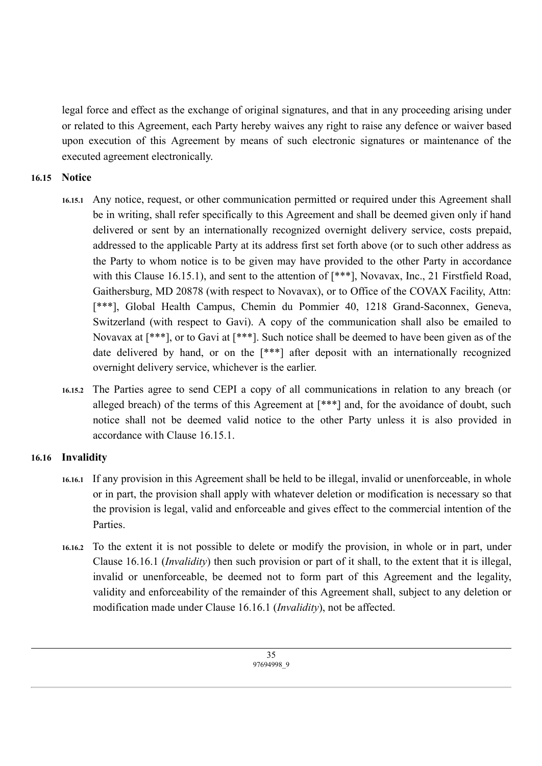legal force and effect as the exchange of original signatures, and that in any proceeding arising under or related to this Agreement, each Party hereby waives any right to raise any defence or waiver based upon execution of this Agreement by means of such electronic signatures or maintenance of the executed agreement electronically.

**16.15 Notice**

16.15.1 Any notice, request, or other communication permitted or required under this Agreement shall be in writing, shall refer specifically to this Agreement and shall be deemed given only if hand delivered or sent by an internationally recognized overnight delivery service, costs prepaid, addressed to the applicable Party at its address first set forth above (or to such other address as the Party to whom notice is to be given may have provided to the other Party in accordance with this Clause 16.15.1), and sent to the attention of [***], Novavax, Inc., 21 Firstfield Road, Gaithersburg, MD 20878 (with respect to Novavax), or to Office of the COVAX Facility, Attn: [***], Global Health Campus, Chemin du Pommier 40, 1218 Grand-Saconnex, Geneva, Switzerland (with respect to Gavi). A copy of the communication shall also be emailed to Novavax at [***], or to Gavi at [***]. Such notice shall be deemed to have been given as of the date delivered by hand, or on the [***] after deposit with an internationally recognized overnight delivery service, whichever is the earlier.

16.15.2 The Parties agree to send CEPI a copy of all communications in relation to any breach (or alleged breach) of the terms of this Agreement at [***] and, for the avoidance of doubt, such notice shall not be deemed valid notice to the other Party unless it is also provided in accordance with Clause 16.15.1.

**16.16 Invalidity**

16.16.1 If any provision in this Agreement shall be held to be illegal, invalid or unenforceable, in whole or in part, the provision shall apply with whatever deletion or modification is necessary so that the provision is legal, valid and enforceable and gives effect to the commercial intention of the Parties.

16.16.2 To the extent it is not possible to delete or modify the provision, in whole or in part, under Clause 16.16.1 (*Invalidity*) then such provision or part of it shall, to the extent that it is illegal, invalid or unenforceable, be deemed not to form part of this Agreement and the legality, validity and enforceability of the remainder of this Agreement shall, subject to any deletion or modification made under Clause 16.16.1 (*Invalidity*), not be affected.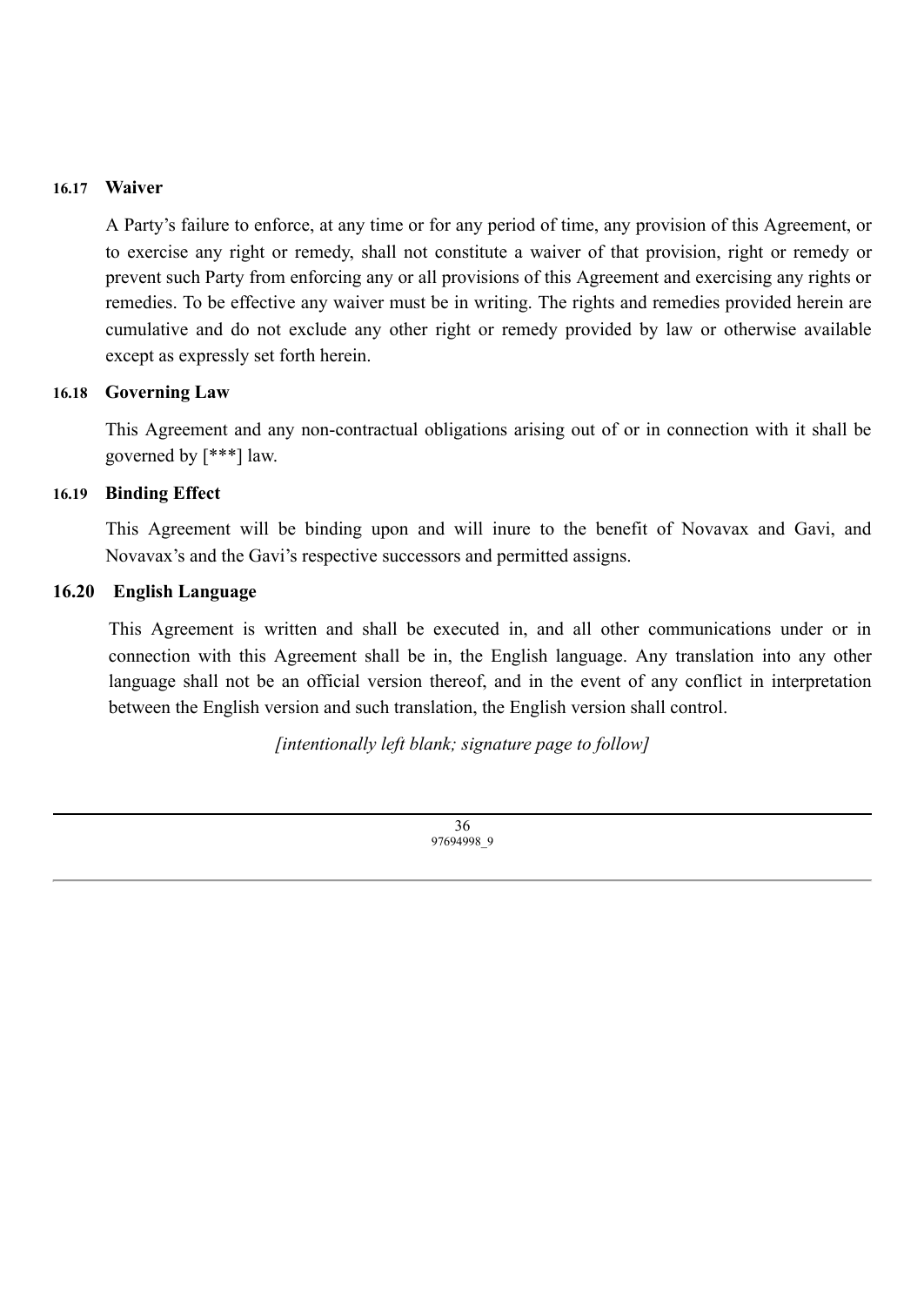### 16.17 Waiver

A Party's failure to enforce, at any time or for any period of time, any provision of this Agreement, or to exercise any right or remedy, shall not constitute a waiver of that provision, right or remedy or prevent such Party from enforcing any or all provisions of this Agreement and exercising any rights or remedies. To be effective any waiver must be in writing. The rights and remedies provided herein are cumulative and do not exclude any other right or remedy provided by law or otherwise available except as expressly set forth herein.

### 16.18 Governing Law

This Agreement and any non-contractual obligations arising out of or in connection with it shall be governed by [***] law.

### 16.19 Binding Effect

This Agreement will be binding upon and will inure to the benefit of Novavax and Gavi, and Novavax's and the Gavi's respective successors and permitted assigns.

### 16.20 English Language

This Agreement is written and shall be executed in, and all other communications under or in connection with this Agreement shall be in, the English language. Any translation into any other language shall not be an official version thereof, and in the event of any conflict in interpretation between the English version and such translation, the English version shall control.

*[intentionally left blank; signature page to follow]*

97694998_9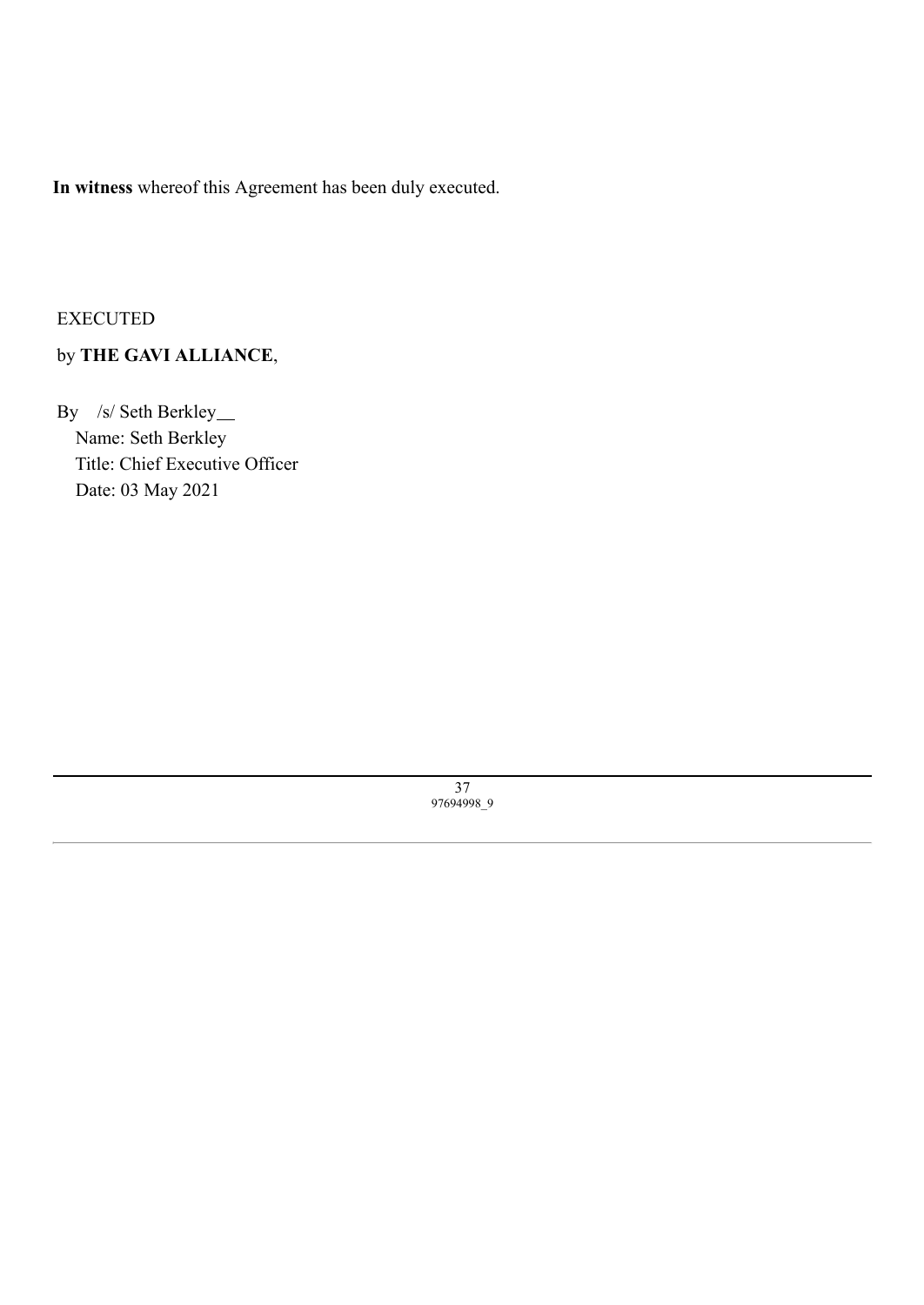**In witness** whereof this Agreement has been duly executed.

EXECUTED

by **THE GAVI ALLIANCE**,

By /s/ Seth Berkley

Name: Seth Berkley

Title: Chief Executive Officer

Date: 03 May 2021

97694998_9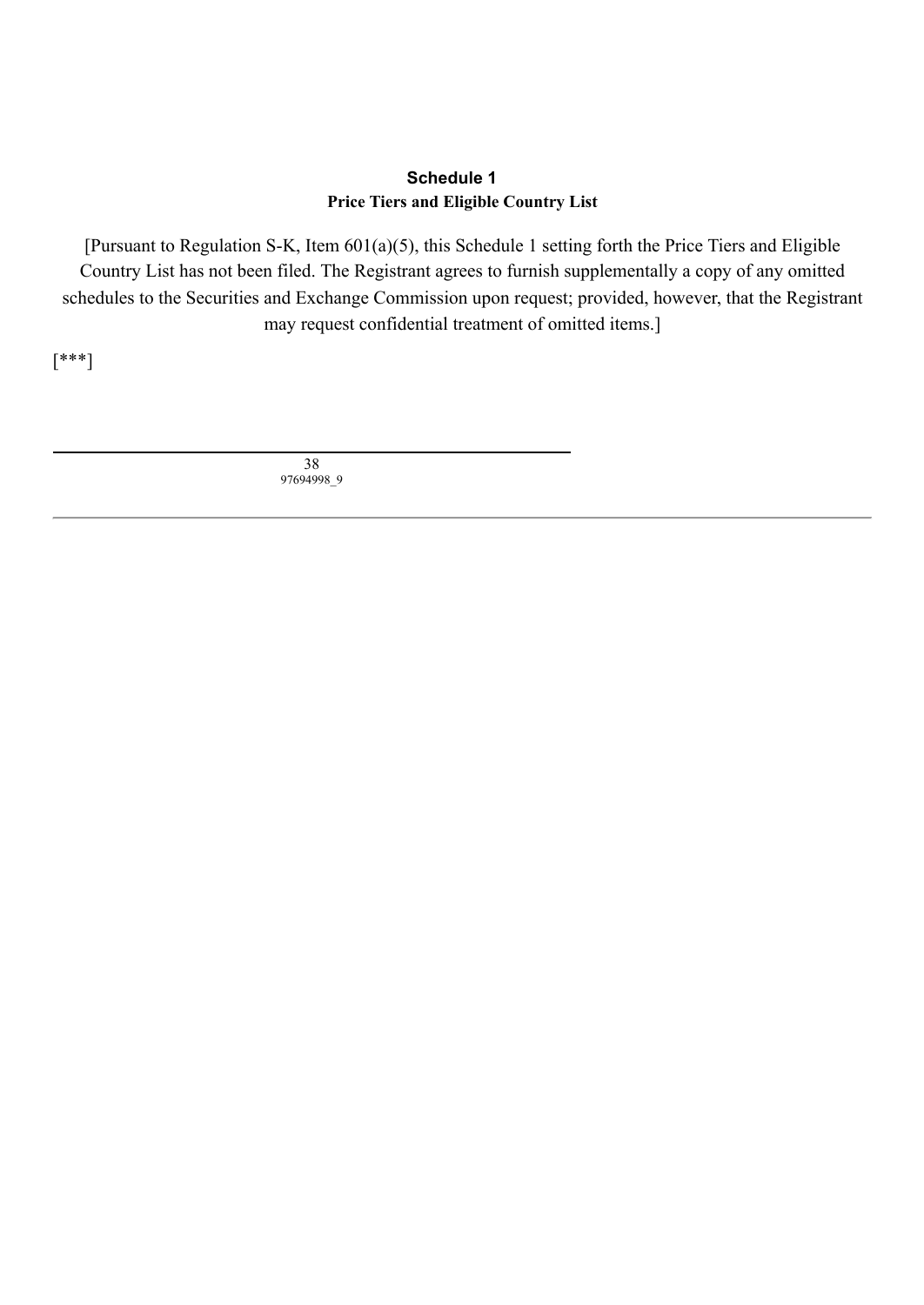# Schedule 1
## Price Tiers and Eligible Country List

[Pursuant to Regulation S-K, Item 601(a)(5), this Schedule 1 setting forth the Price Tiers and Eligible Country List has not been filed. The Registrant agrees to furnish supplementally a copy of any omitted schedules to the Securities and Exchange Commission upon request; provided, however, that the Registrant may request confidential treatment of omitted items.]

[***]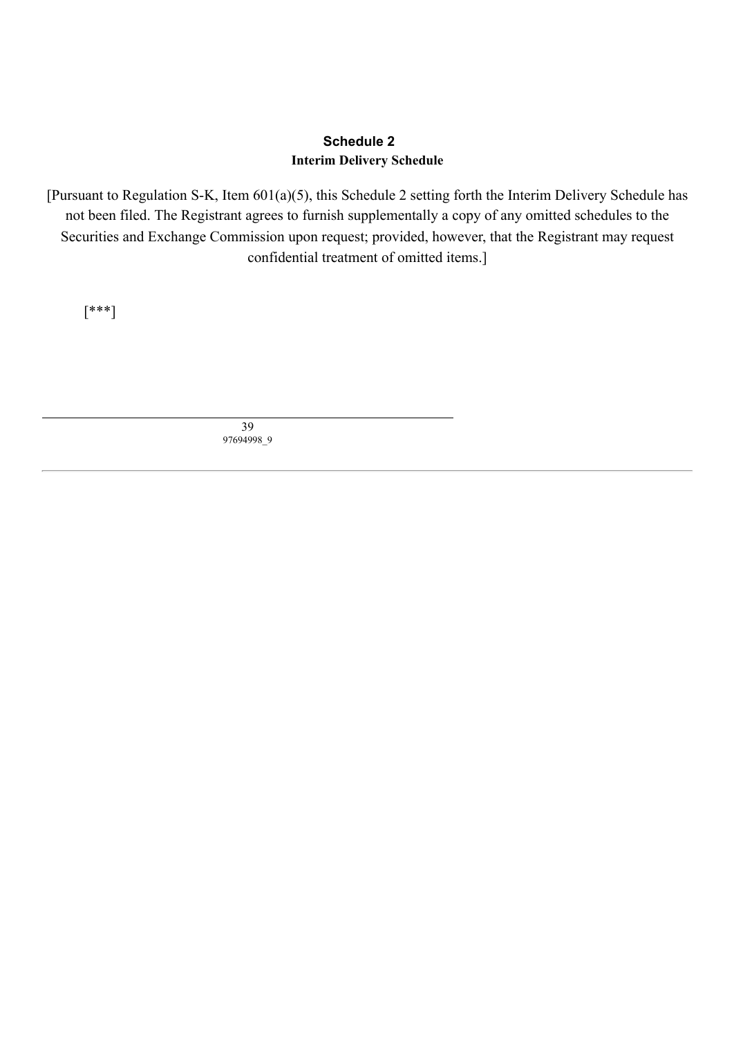## Schedule 2

### Interim Delivery Schedule

[Pursuant to Regulation S-K, Item 601(a)(5), this Schedule 2 setting forth the Interim Delivery Schedule has not been filed. The Registrant agrees to furnish supplementally a copy of any omitted schedules to the Securities and Exchange Commission upon request; provided, however, that the Registrant may request confidential treatment of omitted items.]

[***]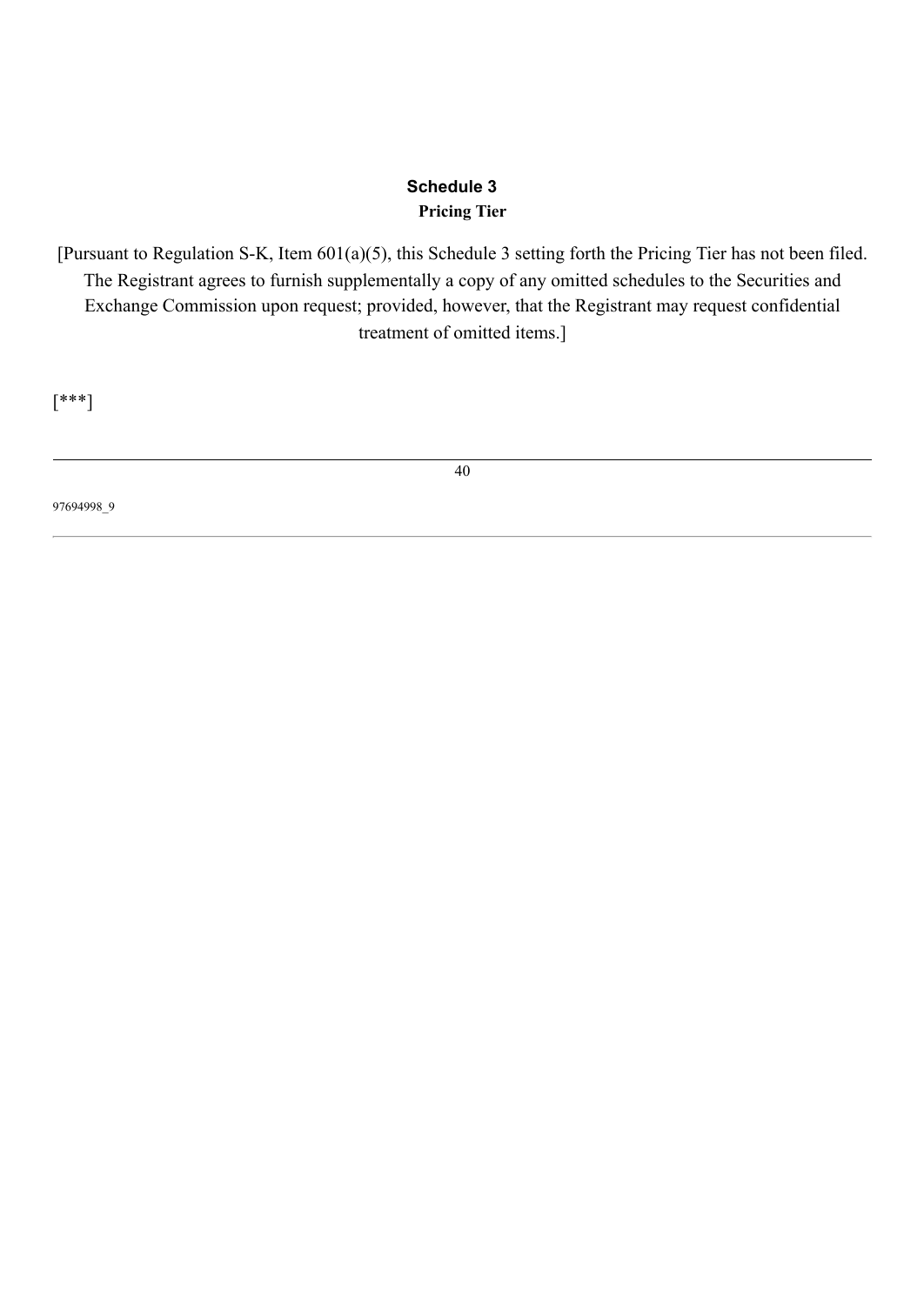## Schedule 3

### Pricing Tier

[Pursuant to Regulation S-K, Item 601(a)(5), this Schedule 3 setting forth the Pricing Tier has not been filed. The Registrant agrees to furnish supplementally a copy of any omitted schedules to the Securities and Exchange Commission upon request; provided, however, that the Registrant may request confidential treatment of omitted items.]

[***]

97694998_9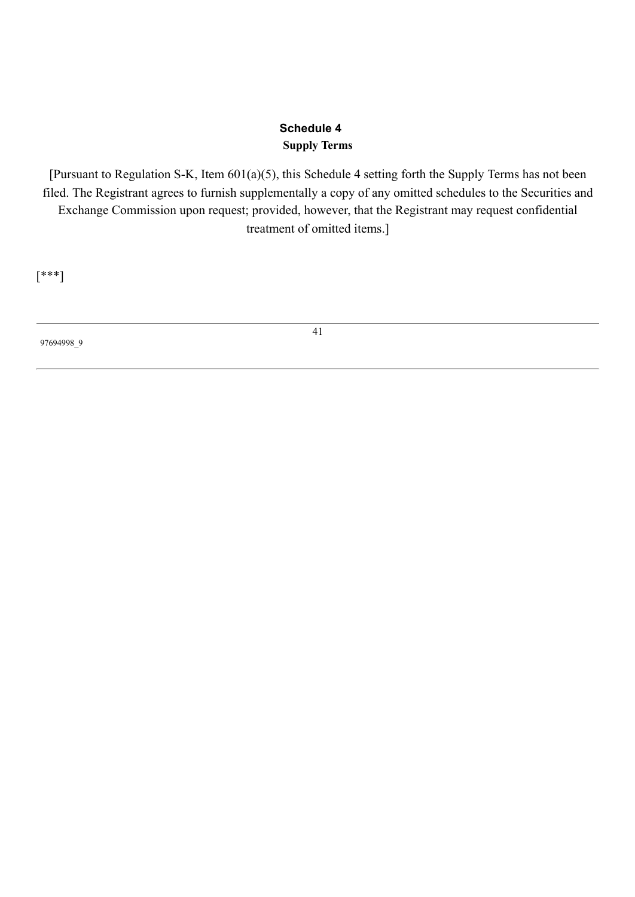## Schedule 4

**Supply Terms**

[Pursuant to Regulation S-K, Item 601(a)(5), this Schedule 4 setting forth the Supply Terms has not been filed. The Registrant agrees to furnish supplementally a copy of any omitted schedules to the Securities and Exchange Commission upon request; provided, however, that the Registrant may request confidential treatment of omitted items.]

[***]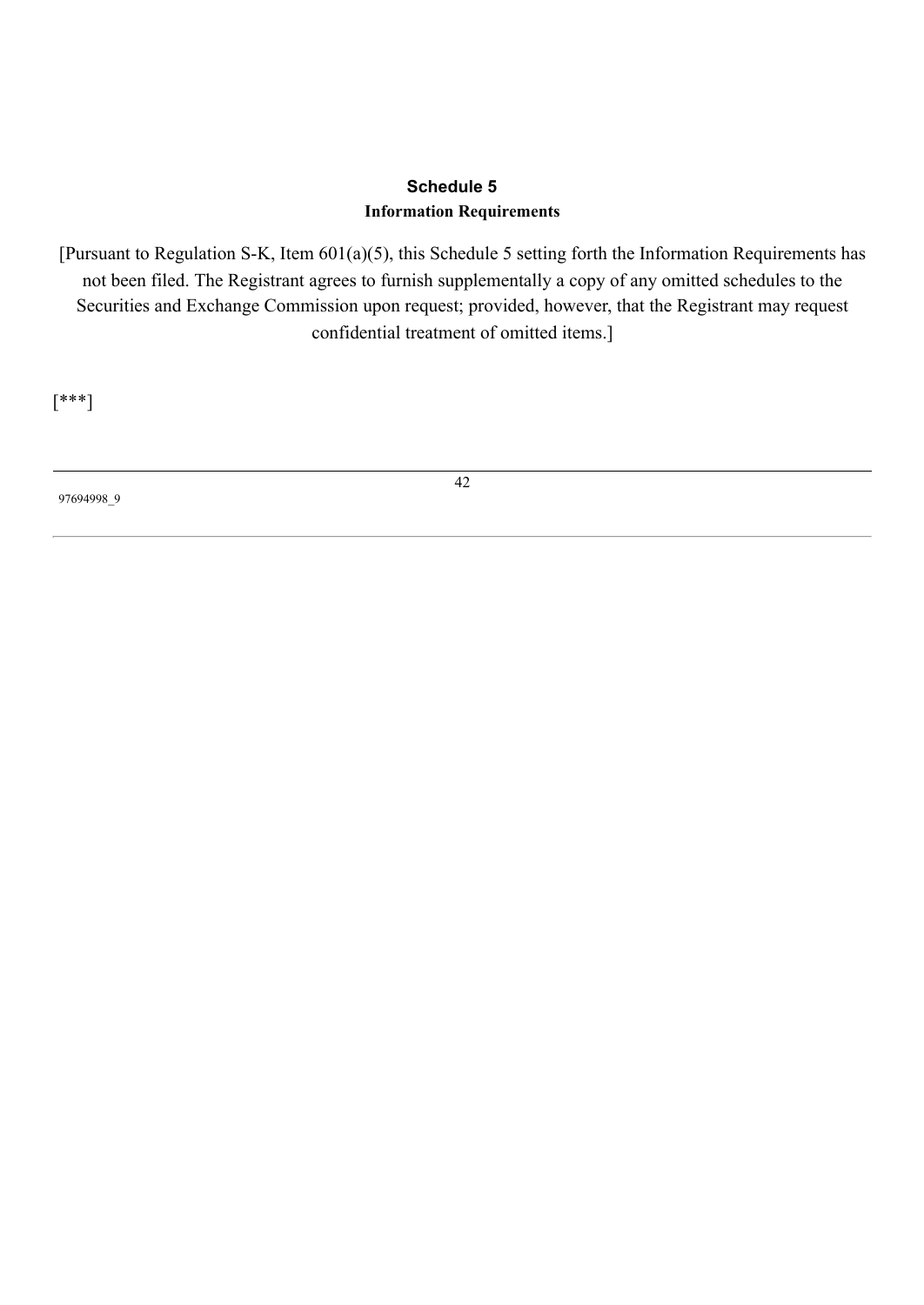# Schedule 5

**Information Requirements**

[Pursuant to Regulation S-K, Item 601(a)(5), this Schedule 5 setting forth the Information Requirements has not been filed. The Registrant agrees to furnish supplementally a copy of any omitted schedules to the Securities and Exchange Commission upon request; provided, however, that the Registrant may request confidential treatment of omitted items.]

[***]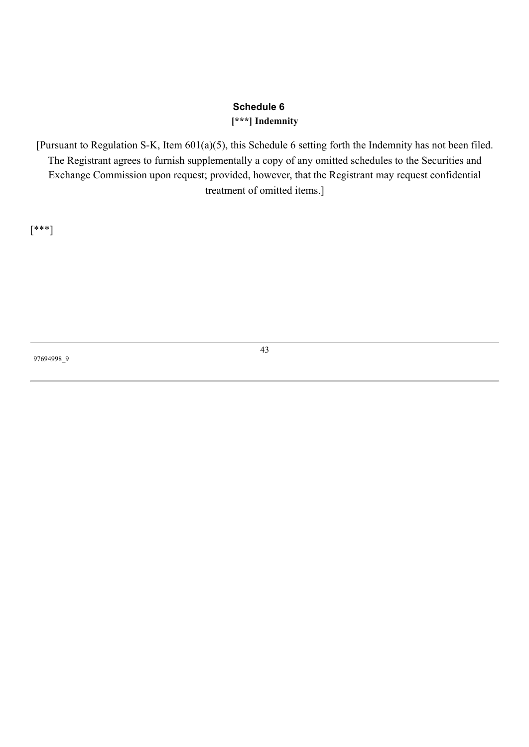## Schedule 6

**[***] Indemnity**

[Pursuant to Regulation S-K, Item 601(a)(5), this Schedule 6 setting forth the Indemnity has not been filed. The Registrant agrees to furnish supplementally a copy of any omitted schedules to the Securities and Exchange Commission upon request; provided, however, that the Registrant may request confidential treatment of omitted items.]

[***]

97694998_9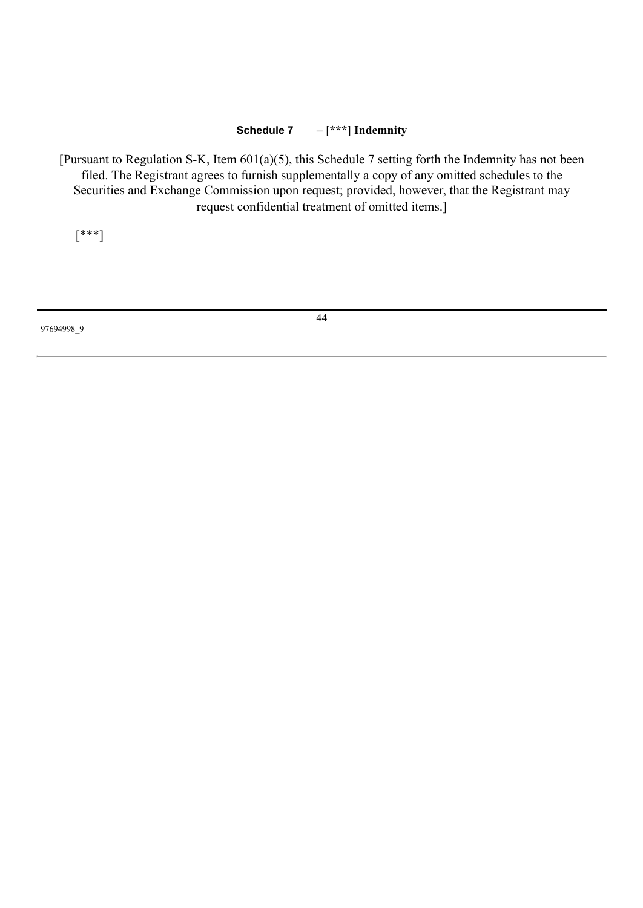## Schedule 7 – [***] Indemnity

[Pursuant to Regulation S-K, Item 601(a)(5), this Schedule 7 setting forth the Indemnity has not been filed. The Registrant agrees to furnish supplementally a copy of any omitted schedules to the Securities and Exchange Commission upon request; provided, however, that the Registrant may request confidential treatment of omitted items.]

[***]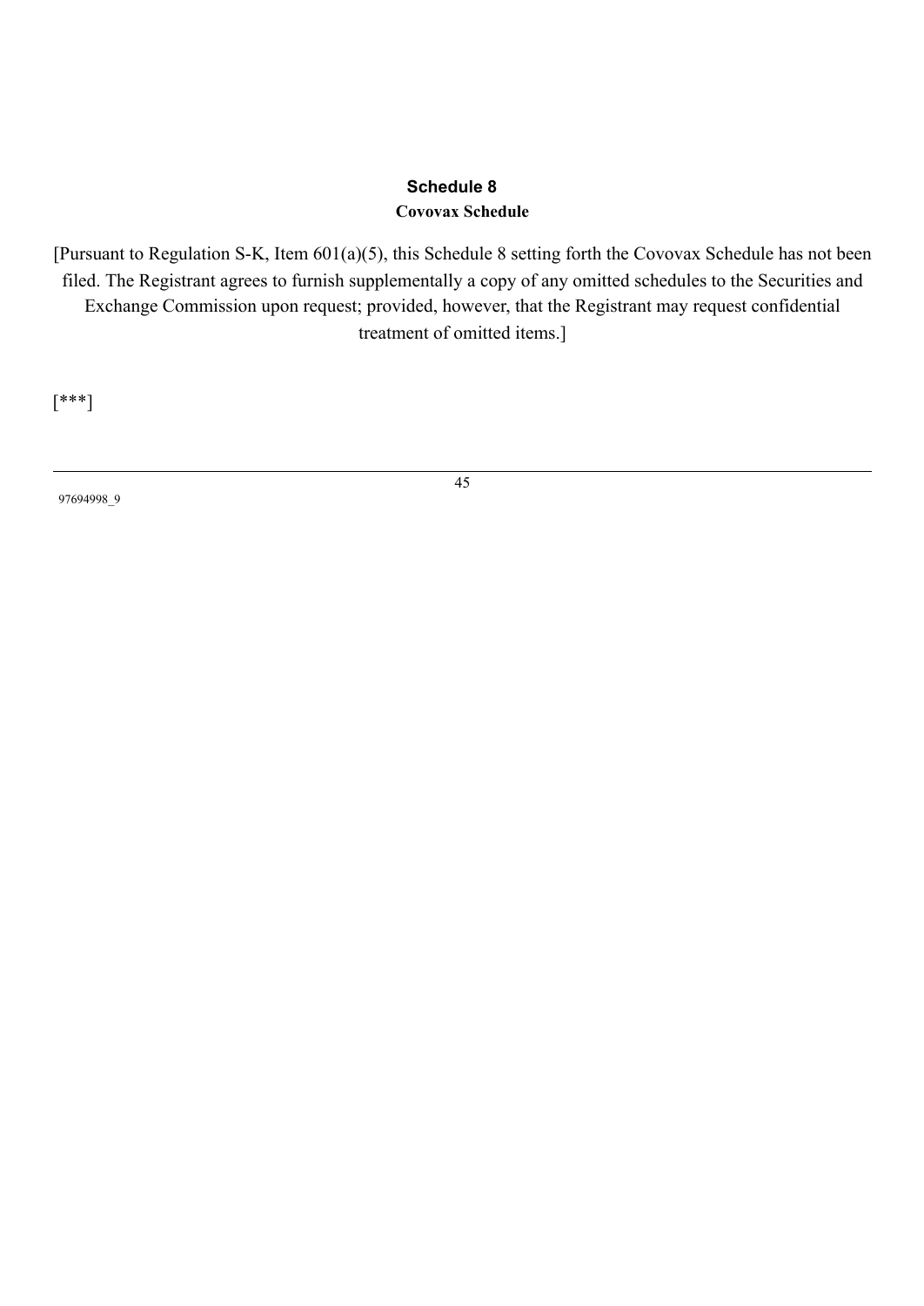## Schedule 8

### Covovax Schedule

[Pursuant to Regulation S-K, Item 601(a)(5), this Schedule 8 setting forth the Covovax Schedule has not been filed. The Registrant agrees to furnish supplementally a copy of any omitted schedules to the Securities and Exchange Commission upon request; provided, however, that the Registrant may request confidential treatment of omitted items.]

[***]

97694998_9